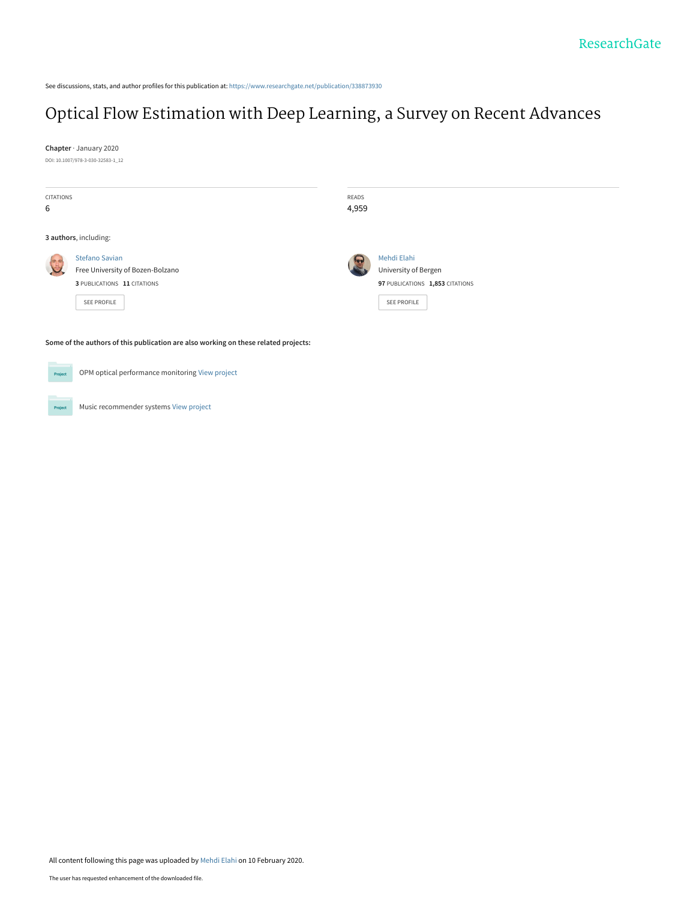ResearchGate

See discussions, stats, and author profiles for this publication at: https://www.researchgate.net/publication/338873930

# Optical Flow Estimation with Deep Learning, a Survey on Recent Advances

**Chapter** · January 2020

DOI: 10.1007/978-3-030-32583-1_12

| CITATIONS | READS |
|---|---|
| 6 | 4,959 |

**3 authors**, including:

Stefano Savian
Free University of Bozen-Bolzano
**3** PUBLICATIONS **11** CITATIONS
SEE PROFILE

Mehdi Elahi
University of Bergen
**97** PUBLICATIONS **1,853** CITATIONS
SEE PROFILE

**Some of the authors of this publication are also working on these related projects:**

OPM optical performance monitoring View project

Music recommender systems View project

All content following this page was uploaded by Mehdi Elahi on 10 February 2020.

The user has requested enhancement of the downloaded file.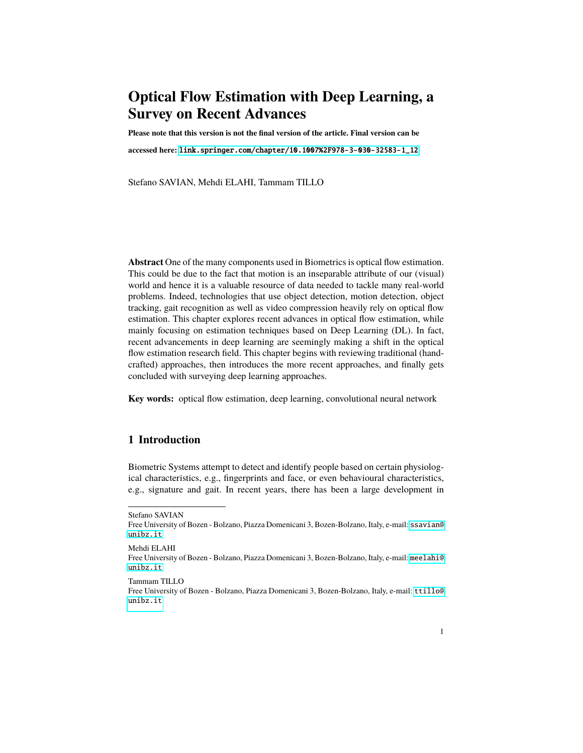# Optical Flow Estimation with Deep Learning, a Survey on Recent Advances

**Please note that this version is not the final version of the article. Final version can be accessed here: link.springer.com/chapter/10.1007%2F978-3-030-32583-1_12**

Stefano SAVIAN, Mehdi ELAHI, Tammam TILLO

**Abstract** One of the many components used in Biometrics is optical flow estimation. This could be due to the fact that motion is an inseparable attribute of our (visual) world and hence it is a valuable resource of data needed to tackle many real-world problems. Indeed, technologies that use object detection, motion detection, object tracking, gait recognition as well as video compression heavily rely on optical flow estimation. This chapter explores recent advances in optical flow estimation, while mainly focusing on estimation techniques based on Deep Learning (DL). In fact, recent advancements in deep learning are seemingly making a shift in the optical flow estimation research field. This chapter begins with reviewing traditional (handcrafted) approaches, then introduces the more recent approaches, and finally gets concluded with surveying deep learning approaches.

**Key words:** optical flow estimation, deep learning, convolutional neural network

## 1 Introduction

Biometric Systems attempt to detect and identify people based on certain physiological characteristics, e.g., fingerprints and face, or even behavioural characteristics, e.g., signature and gait. In recent years, there has been a large development in

---

Stefano SAVIAN
Free University of Bozen - Bolzano, Piazza Domenicani 3, Bozen-Bolzano, Italy, e-mail: ssavian@unibz.it

Mehdi ELAHI
Free University of Bozen - Bolzano, Piazza Domenicani 3, Bozen-Bolzano, Italy, e-mail: meelahi@unibz.it

Tammam TILLO
Free University of Bozen - Bolzano, Piazza Domenicani 3, Bozen-Bolzano, Italy, e-mail: ttillo@unibz.it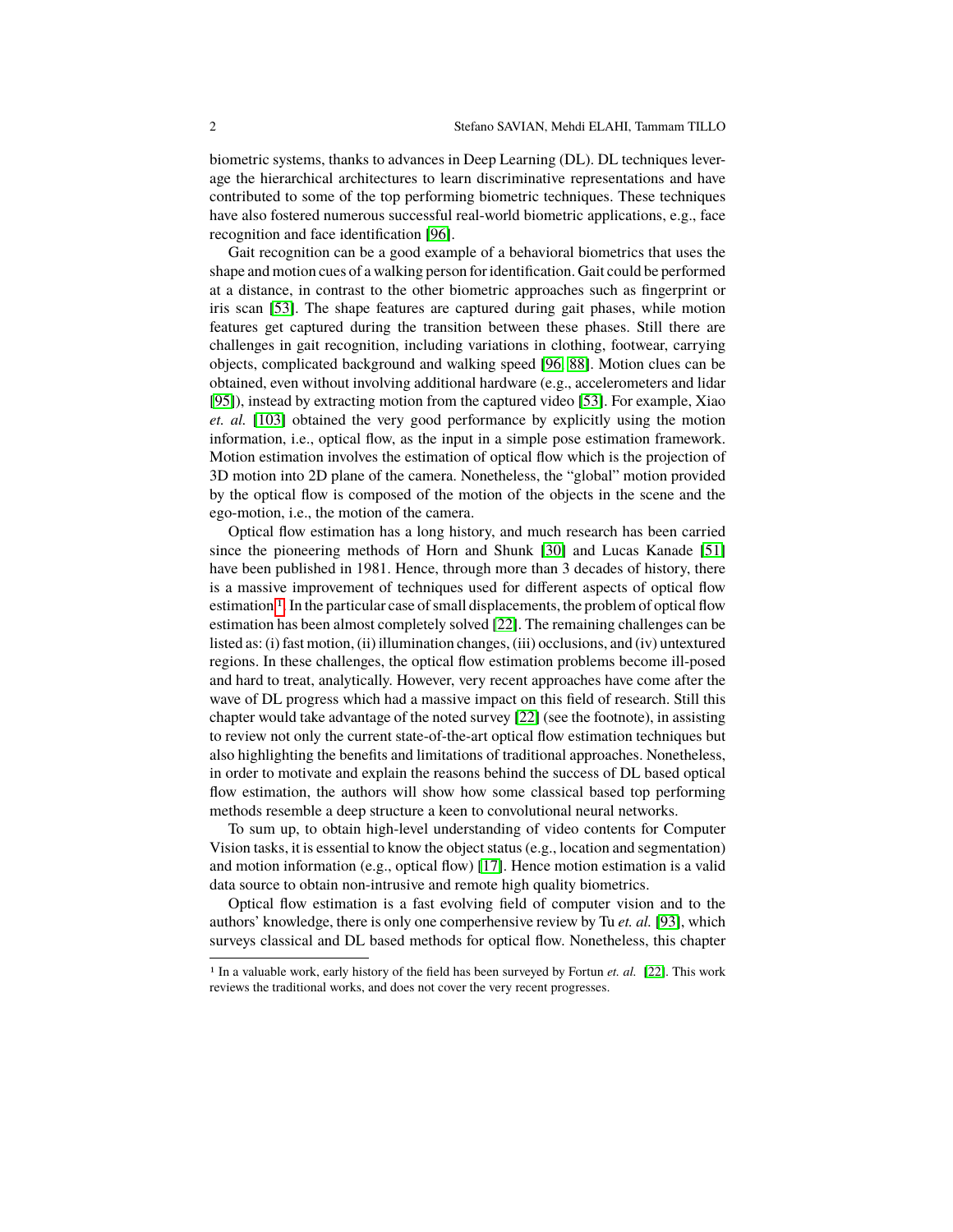biometric systems, thanks to advances in Deep Learning (DL). DL techniques leverage the hierarchical architectures to learn discriminative representations and have contributed to some of the top performing biometric techniques. These techniques have also fostered numerous successful real-world biometric applications, e.g., face recognition and face identification [96].

Gait recognition can be a good example of a behavioral biometrics that uses the shape and motion cues of a walking person for identification. Gait could be performed at a distance, in contrast to the other biometric approaches such as fingerprint or iris scan [53]. The shape features are captured during gait phases, while motion features get captured during the transition between these phases. Still there are challenges in gait recognition, including variations in clothing, footwear, carrying objects, complicated background and walking speed [96, 88]. Motion clues can be obtained, even without involving additional hardware (e.g., accelerometers and lidar [95]), instead by extracting motion from the captured video [53]. For example, Xiao *et. al.* [103] obtained the very good performance by explicitly using the motion information, i.e., optical flow, as the input in a simple pose estimation framework. Motion estimation involves the estimation of optical flow which is the projection of 3D motion into 2D plane of the camera. Nonetheless, the "global" motion provided by the optical flow is composed of the motion of the objects in the scene and the ego-motion, i.e., the motion of the camera.

Optical flow estimation has a long history, and much research has been carried since the pioneering methods of Horn and Shunk [30] and Lucas Kanade [51] have been published in 1981. Hence, through more than 3 decades of history, there is a massive improvement of techniques used for different aspects of optical flow estimation[1]. In the particular case of small displacements, the problem of optical flow estimation has been almost completely solved [22]. The remaining challenges can be listed as: (i) fast motion, (ii) illumination changes, (iii) occlusions, and (iv) untextured regions. In these challenges, the optical flow estimation problems become ill-posed and hard to treat, analytically. However, very recent approaches have come after the wave of DL progress which had a massive impact on this field of research. Still this chapter would take advantage of the noted survey [22] (see the footnote), in assisting to review not only the current state-of-the-art optical flow estimation techniques but also highlighting the benefits and limitations of traditional approaches. Nonetheless, in order to motivate and explain the reasons behind the success of DL based optical flow estimation, the authors will show how some classical based top performing methods resemble a deep structure a keen to convolutional neural networks.

To sum up, to obtain high-level understanding of video contents for Computer Vision tasks, it is essential to know the object status (e.g., location and segmentation) and motion information (e.g., optical flow) [17]. Hence motion estimation is a valid data source to obtain non-intrusive and remote high quality biometrics.

Optical flow estimation is a fast evolving field of computer vision and to the authors' knowledge, there is only one comperhensive review by Tu *et. al.* [93], which surveys classical and DL based methods for optical flow. Nonetheless, this chapter

[1] In a valuable work, early history of the field has been surveyed by Fortun *et. al.* [22]. This work reviews the traditional works, and does not cover the very recent progresses.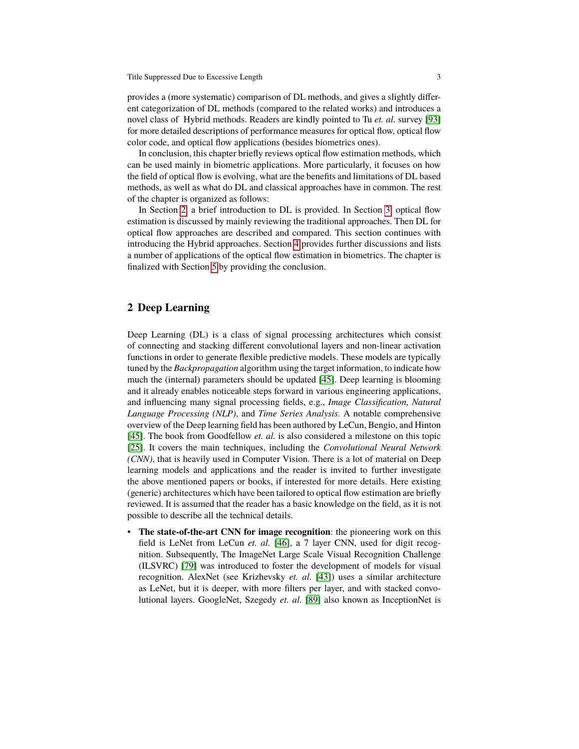provides a (more systematic) comparison of DL methods, and gives a slightly different categorization of DL methods (compared to the related works) and introduces a novel class of Hybrid methods. Readers are kindly pointed to Tu *et. al.* survey [93] for more detailed descriptions of performance measures for optical flow, optical flow color code, and optical flow applications (besides biometrics ones).

In conclusion, this chapter briefly reviews optical flow estimation methods, which can be used mainly in biometric applications. More particularly, it focuses on how the field of optical flow is evolving, what are the benefits and limitations of DL based methods, as well as what do DL and classical approaches have in common. The rest of the chapter is organized as follows:

In Section 2, a brief introduction to DL is provided. In Section 3, optical flow estimation is discussed by mainly reviewing the traditional approaches. Then DL for optical flow approaches are described and compared. This section continues with introducing the Hybrid approaches. Section 4 provides further discussions and lists a number of applications of the optical flow estimation in biometrics. The chapter is finalized with Section 5 by providing the conclusion.

## 2 Deep Learning

Deep Learning (DL) is a class of signal processing architectures which consist of connecting and stacking different convolutional layers and non-linear activation functions in order to generate flexible predictive models. These models are typically tuned by the *Backpropagation* algorithm using the target information, to indicate how much the (internal) parameters should be updated [45]. Deep learning is blooming and it already enables noticeable steps forward in various engineering applications, and influencing many signal processing fields, e.g., *Image Classification, Natural Language Processing (NLP)*, and *Time Series Analysis*. A notable comprehensive overview of the Deep learning field has been authored by LeCun, Bengio, and Hinton [45]. The book from Goodfellow *et. al.* is also considered a milestone on this topic [25]. It covers the main techniques, including the *Convolutional Neural Network (CNN)*, that is heavily used in Computer Vision. There is a lot of material on Deep learning models and applications and the reader is invited to further investigate the above mentioned papers or books, if interested for more details. Here existing (generic) architectures which have been tailored to optical flow estimation are briefly reviewed. It is assumed that the reader has a basic knowledge on the field, as it is not possible to describe all the technical details.

- **The state-of-the-art CNN for image recognition**: the pioneering work on this field is LeNet from LeCun *et. al.* [46], a 7 layer CNN, used for digit recognition. Subsequently, The ImageNet Large Scale Visual Recognition Challenge (ILSVRC) [79] was introduced to foster the development of models for visual recognition. AlexNet (see Krizhevsky *et. al.* [43]) uses a similar architecture as LeNet, but it is deeper, with more filters per layer, and with stacked convolutional layers. GoogleNet, Szegedy *et. al.* [89] also known as InceptionNet is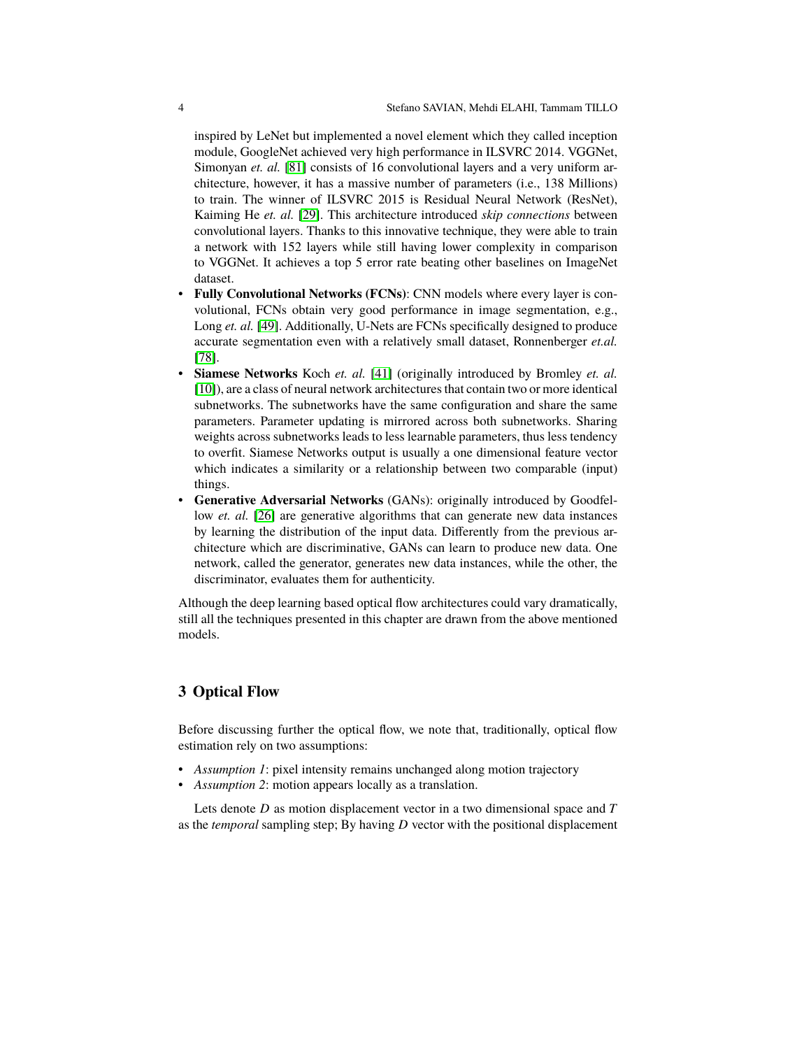inspired by LeNet but implemented a novel element which they called inception module, GoogleNet achieved very high performance in ILSVRC 2014. VGGNet, Simonyan *et. al.* [81] consists of 16 convolutional layers and a very uniform architecture, however, it has a massive number of parameters (i.e., 138 Millions) to train. The winner of ILSVRC 2015 is Residual Neural Network (ResNet), Kaiming He *et. al.* [29]. This architecture introduced *skip connections* between convolutional layers. Thanks to this innovative technique, they were able to train a network with 152 layers while still having lower complexity in comparison to VGGNet. It achieves a top 5 error rate beating other baselines on ImageNet dataset.

- **Fully Convolutional Networks (FCNs)**: CNN models where every layer is convolutional, FCNs obtain very good performance in image segmentation, e.g., Long *et. al.* [49]. Additionally, U-Nets are FCNs specifically designed to produce accurate segmentation even with a relatively small dataset, Ronnenberger *et.al.* [78].
- **Siamese Networks** Koch *et. al.* [41] (originally introduced by Bromley *et. al.* [10]), are a class of neural network architectures that contain two or more identical subnetworks. The subnetworks have the same configuration and share the same parameters. Parameter updating is mirrored across both subnetworks. Sharing weights across subnetworks leads to less learnable parameters, thus less tendency to overfit. Siamese Networks output is usually a one dimensional feature vector which indicates a similarity or a relationship between two comparable (input) things.
- **Generative Adversarial Networks** (GANs): originally introduced by Goodfellow *et. al.* [26] are generative algorithms that can generate new data instances by learning the distribution of the input data. Differently from the previous architecture which are discriminative, GANs can learn to produce new data. One network, called the generator, generates new data instances, while the other, the discriminator, evaluates them for authenticity.

Although the deep learning based optical flow architectures could vary dramatically, still all the techniques presented in this chapter are drawn from the above mentioned models.

## 3 Optical Flow

Before discussing further the optical flow, we note that, traditionally, optical flow estimation rely on two assumptions:

- *Assumption 1*: pixel intensity remains unchanged along motion trajectory
- *Assumption 2*: motion appears locally as a translation.

Lets denote $D$ as motion displacement vector in a two dimensional space and $T$ as the *temporal* sampling step; By having $D$ vector with the positional displacement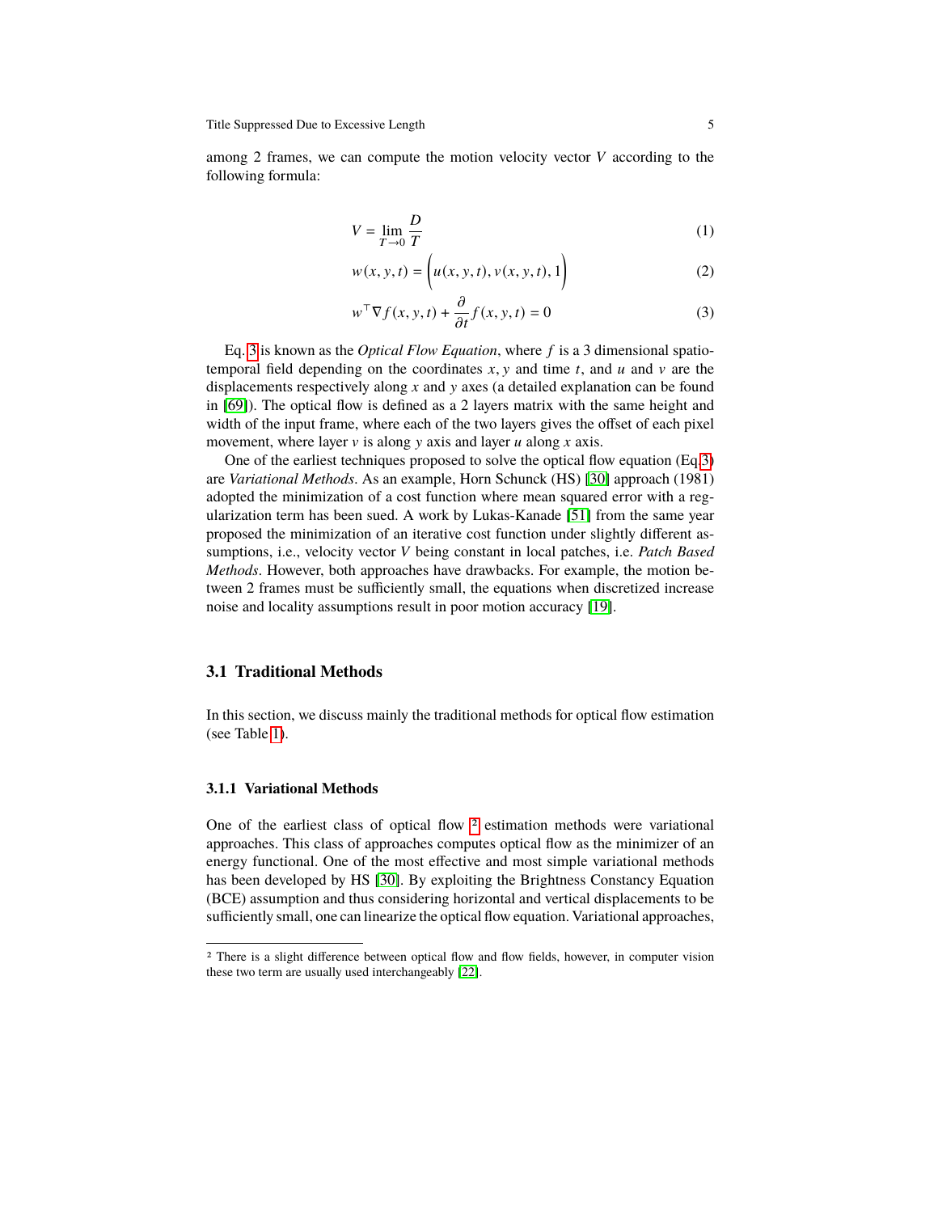among 2 frames, we can compute the motion velocity vector $V$ according to the following formula:

$$V = \lim_{T \to 0} \frac{D}{T} \tag{1}$$

$$w(x, y, t) = \Big( u(x, y, t), v(x, y, t), 1 \Big) \tag{2}$$

$$w^{\top} \nabla f(x, y, t) + \frac{\partial}{\partial t} f(x, y, t) = 0 \tag{3}$$

Eq. 3 is known as the *Optical Flow Equation*, where $f$ is a 3 dimensional spatio-temporal field depending on the coordinates $x$, $y$ and time $t$, and $u$ and $v$ are the displacements respectively along $x$ and $y$ axes (a detailed explanation can be found in [69]). The optical flow is defined as a 2 layers matrix with the same height and width of the input frame, where each of the two layers gives the offset of each pixel movement, where layer $v$ is along $y$ axis and layer $u$ along $x$ axis.

One of the earliest techniques proposed to solve the optical flow equation (Eq.3) are *Variational Methods*. As an example, Horn Schunck (HS) [30] approach (1981) adopted the minimization of a cost function where mean squared error with a regularization term has been sued. A work by Lukas-Kanade [51] from the same year proposed the minimization of an iterative cost function under slightly different assumptions, i.e., velocity vector $V$ being constant in local patches, i.e. *Patch Based Methods*. However, both approaches have drawbacks. For example, the motion between 2 frames must be sufficiently small, the equations when discretized increase noise and locality assumptions result in poor motion accuracy [19].

## 3.1 Traditional Methods

In this section, we discuss mainly the traditional methods for optical flow estimation (see Table 1).

### 3.1.1 Variational Methods

One of the earliest class of optical flow [2] estimation methods were variational approaches. This class of approaches computes optical flow as the minimizer of an energy functional. One of the most effective and most simple variational methods has been developed by HS [30]. By exploiting the Brightness Constancy Equation (BCE) assumption and thus considering horizontal and vertical displacements to be sufficiently small, one can linearize the optical flow equation. Variational approaches,

---

[2] There is a slight difference between optical flow and flow fields, however, in computer vision these two term are usually used interchangeably [22].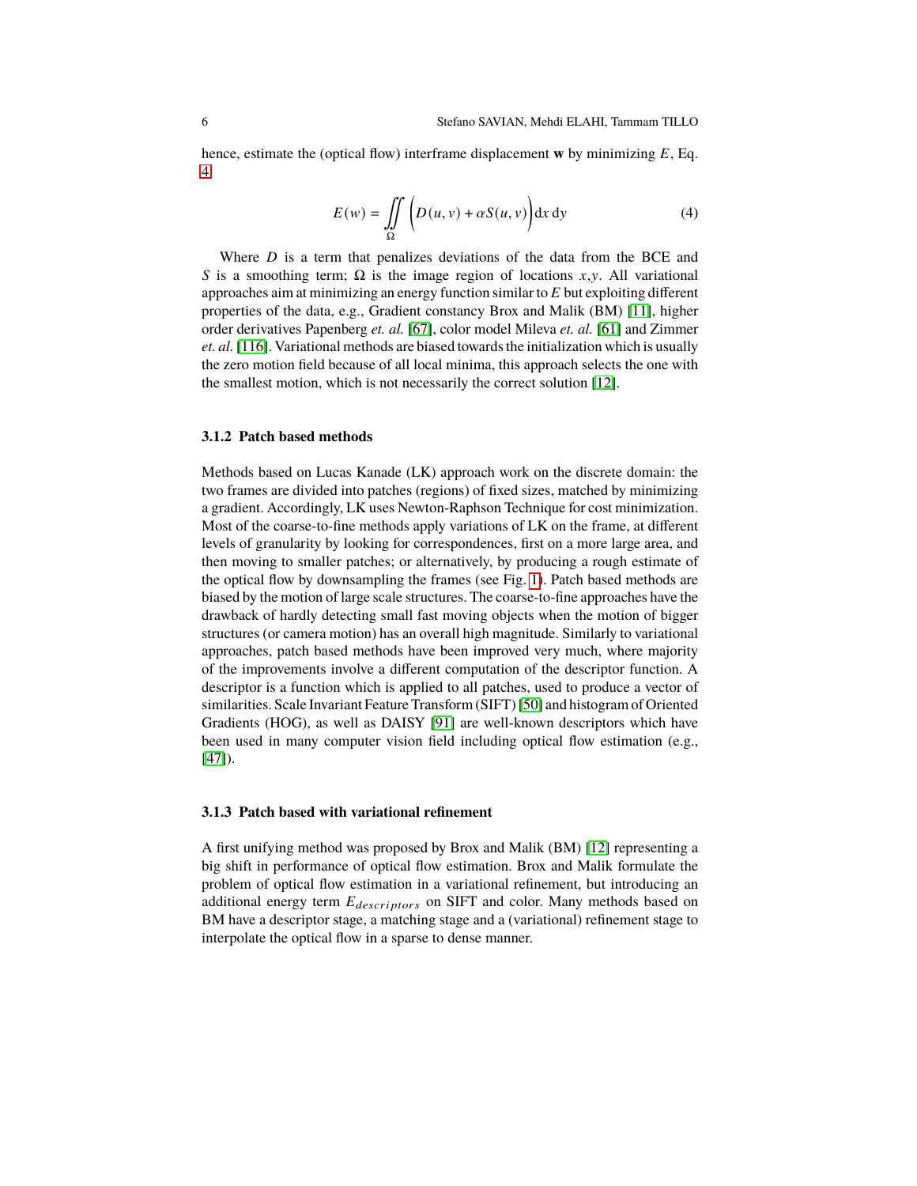hence, estimate the (optical flow) interframe displacement $\mathbf{w}$ by minimizing $E$, Eq. 4

$$E(w) = \iint_{\Omega} \Big( D(u,v) + \alpha S(u,v) \Big) \mathrm{d}x \, \mathrm{d}y \tag{4}$$

Where $D$ is a term that penalizes deviations of the data from the BCE and $S$ is a smoothing term; $\Omega$ is the image region of locations $x$,$y$. All variational approaches aim at minimizing an energy function similar to $E$ but exploiting different properties of the data, e.g., Gradient constancy Brox and Malik (BM) [11], higher order derivatives Papenberg *et. al.* [67], color model Mileva *et. al.* [61] and Zimmer *et. al.* [116]. Variational methods are biased towards the initialization which is usually the zero motion field because of all local minima, this approach selects the one with the smallest motion, which is not necessarily the correct solution [12].

### 3.1.2 Patch based methods

Methods based on Lucas Kanade (LK) approach work on the discrete domain: the two frames are divided into patches (regions) of fixed sizes, matched by minimizing a gradient. Accordingly, LK uses Newton-Raphson Technique for cost minimization. Most of the coarse-to-fine methods apply variations of LK on the frame, at different levels of granularity by looking for correspondences, first on a more large area, and then moving to smaller patches; or alternatively, by producing a rough estimate of the optical flow by downsampling the frames (see Fig. 1). Patch based methods are biased by the motion of large scale structures. The coarse-to-fine approaches have the drawback of hardly detecting small fast moving objects when the motion of bigger structures (or camera motion) has an overall high magnitude. Similarly to variational approaches, patch based methods have been improved very much, where majority of the improvements involve a different computation of the descriptor function. A descriptor is a function which is applied to all patches, used to produce a vector of similarities. Scale Invariant Feature Transform (SIFT) [50] and histogram of Oriented Gradients (HOG), as well as DAISY [91] are well-known descriptors which have been used in many computer vision field including optical flow estimation (e.g., [47]).

### 3.1.3 Patch based with variational refinement

A first unifying method was proposed by Brox and Malik (BM) [12] representing a big shift in performance of optical flow estimation. Brox and Malik formulate the problem of optical flow estimation in a variational refinement, but introducing an additional energy term $E_{descriptors}$ on SIFT and color. Many methods based on BM have a descriptor stage, a matching stage and a (variational) refinement stage to interpolate the optical flow in a sparse to dense manner.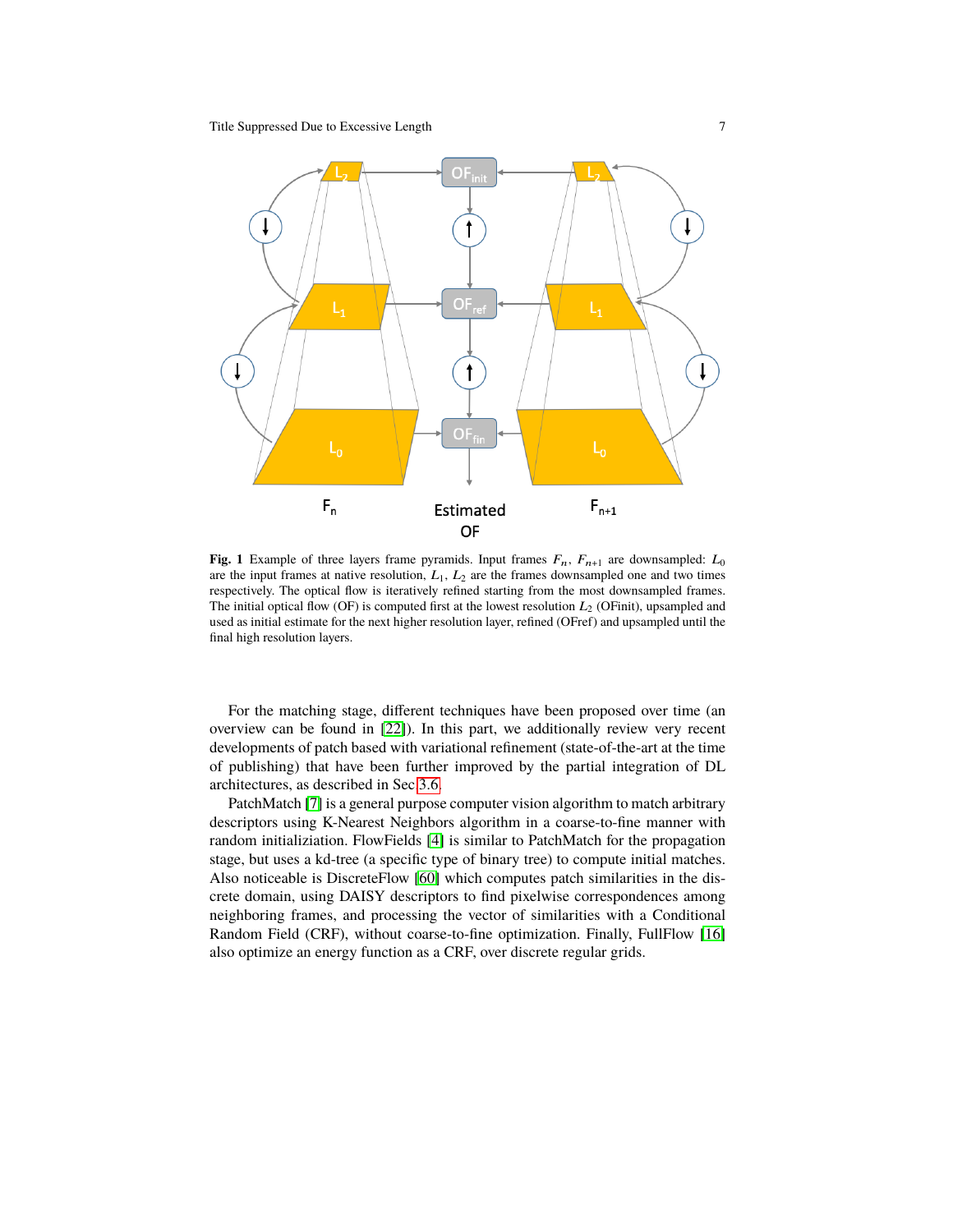**Fig. 1** Example of three layers frame pyramids. Input frames $F_n$, $F_{n+1}$ are downsampled: $L_0$ are the input frames at native resolution, $L_1$, $L_2$ are the frames downsampled one and two times respectively. The optical flow is iteratively refined starting from the most downsampled frames. The initial optical flow (OF) is computed first at the lowest resolution $L_2$ (OFinit), upsampled and used as initial estimate for the next higher resolution layer, refined (OFref) and upsampled until the final high resolution layers.

For the matching stage, different techniques have been proposed over time (an overview can be found in [22]). In this part, we additionally review very recent developments of patch based with variational refinement (state-of-the-art at the time of publishing) that have been further improved by the partial integration of DL architectures, as described in Sec 3.6.

PatchMatch [7] is a general purpose computer vision algorithm to match arbitrary descriptors using K-Nearest Neighbors algorithm in a coarse-to-fine manner with random initializiation. FlowFields [4] is similar to PatchMatch for the propagation stage, but uses a kd-tree (a specific type of binary tree) to compute initial matches. Also noticeable is DiscreteFlow [60] which computes patch similarities in the discrete domain, using DAISY descriptors to find pixelwise correspondences among neighboring frames, and processing the vector of similarities with a Conditional Random Field (CRF), without coarse-to-fine optimization. Finally, FullFlow [16] also optimize an energy function as a CRF, over discrete regular grids.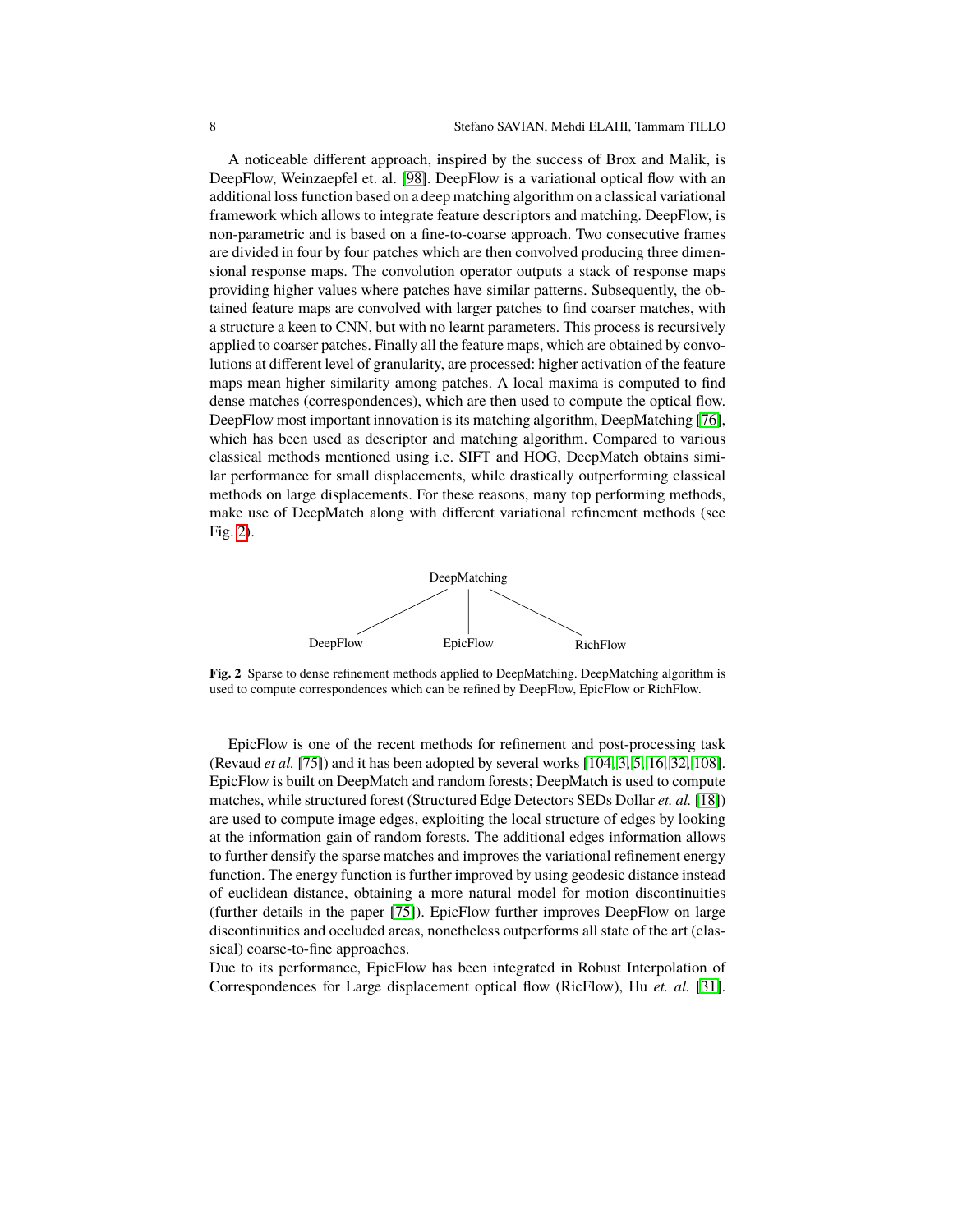A noticeable different approach, inspired by the success of Brox and Malik, is DeepFlow, Weinzaepfel et. al. [98]. DeepFlow is a variational optical flow with an additional loss function based on a deep matching algorithm on a classical variational framework which allows to integrate feature descriptors and matching. DeepFlow, is non-parametric and is based on a fine-to-coarse approach. Two consecutive frames are divided in four by four patches which are then convolved producing three dimensional response maps. The convolution operator outputs a stack of response maps providing higher values where patches have similar patterns. Subsequently, the obtained feature maps are convolved with larger patches to find coarser matches, with a structure a keen to CNN, but with no learnt parameters. This process is recursively applied to coarser patches. Finally all the feature maps, which are obtained by convolutions at different level of granularity, are processed: higher activation of the feature maps mean higher similarity among patches. A local maxima is computed to find dense matches (correspondences), which are then used to compute the optical flow. DeepFlow most important innovation is its matching algorithm, DeepMatching [76], which has been used as descriptor and matching algorithm. Compared to various classical methods mentioned using i.e. SIFT and HOG, DeepMatch obtains similar performance for small displacements, while drastically outperforming classical methods on large displacements. For these reasons, many top performing methods, make use of DeepMatch along with different variational refinement methods (see Fig. 2).

DeepMatching

DeepFlow EpicFlow RichFlow

**Fig. 2** Sparse to dense refinement methods applied to DeepMatching. DeepMatching algorithm is used to compute correspondences which can be refined by DeepFlow, EpicFlow or RichFlow.

EpicFlow is one of the recent methods for refinement and post-processing task (Revaud *et al.* [75]) and it has been adopted by several works [104, 3, 5, 16, 32, 108]. EpicFlow is built on DeepMatch and random forests; DeepMatch is used to compute matches, while structured forest (Structured Edge Detectors SEDs Dollar *et. al.* [18]) are used to compute image edges, exploiting the local structure of edges by looking at the information gain of random forests. The additional edges information allows to further densify the sparse matches and improves the variational refinement energy function. The energy function is further improved by using geodesic distance instead of euclidean distance, obtaining a more natural model for motion discontinuities (further details in the paper [75]). EpicFlow further improves DeepFlow on large discontinuities and occluded areas, nonetheless outperforms all state of the art (classical) coarse-to-fine approaches.

Due to its performance, EpicFlow has been integrated in Robust Interpolation of Correspondences for Large displacement optical flow (RicFlow), Hu *et. al.* [31].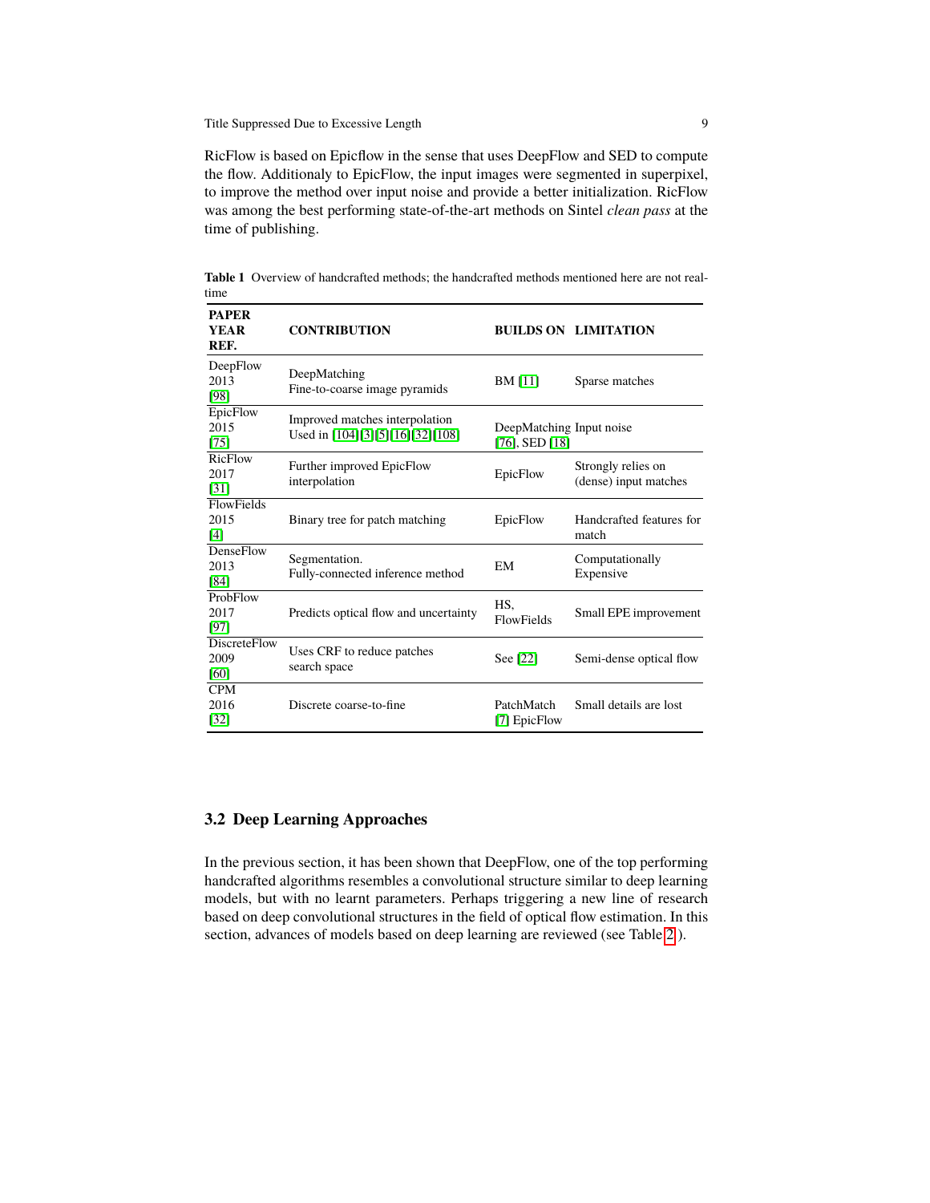RicFlow is based on Epicflow in the sense that uses DeepFlow and SED to compute the flow. Additionaly to EpicFlow, the input images were segmented in superpixel, to improve the method over input noise and provide a better initialization. RicFlow was among the best performing state-of-the-art methods on Sintel *clean pass* at the time of publishing.

**Table 1** Overview of handcrafted methods; the handcrafted methods mentioned here are not real-time

| PAPER YEAR REF. | CONTRIBUTION | BUILDS ON | LIMITATION |
|---|---|---|---|
| DeepFlow 2013 [98] | DeepMatching Fine-to-coarse image pyramids | BM [11] | Sparse matches |
| EpicFlow 2015 [75] | Improved matches interpolation Used in [104][3][5][16][32][108] | DeepMatching [76], SED [18] | Input noise |
| RicFlow 2017 [31] | Further improved EpicFlow interpolation | EpicFlow | Strongly relies on (dense) input matches |
| FlowFields 2015 [4] | Binary tree for patch matching | EpicFlow | Handcrafted features for match |
| DenseFlow 2013 [84] | Segmentation. Fully-connected inference method | EM | Computationally Expensive |
| ProbFlow 2017 [97] | Predicts optical flow and uncertainty | HS, FlowFields | Small EPE improvement |
| DiscreteFlow 2009 [60] | Uses CRF to reduce patches search space | See [22] | Semi-dense optical flow |
| CPM 2016 [32] | Discrete coarse-to-fine | PatchMatch [7] EpicFlow | Small details are lost |

### 3.2 Deep Learning Approaches

In the previous section, it has been shown that DeepFlow, one of the top performing handcrafted algorithms resembles a convolutional structure similar to deep learning models, but with no learnt parameters. Perhaps triggering a new line of research based on deep convolutional structures in the field of optical flow estimation. In this section, advances of models based on deep learning are reviewed (see Table 2).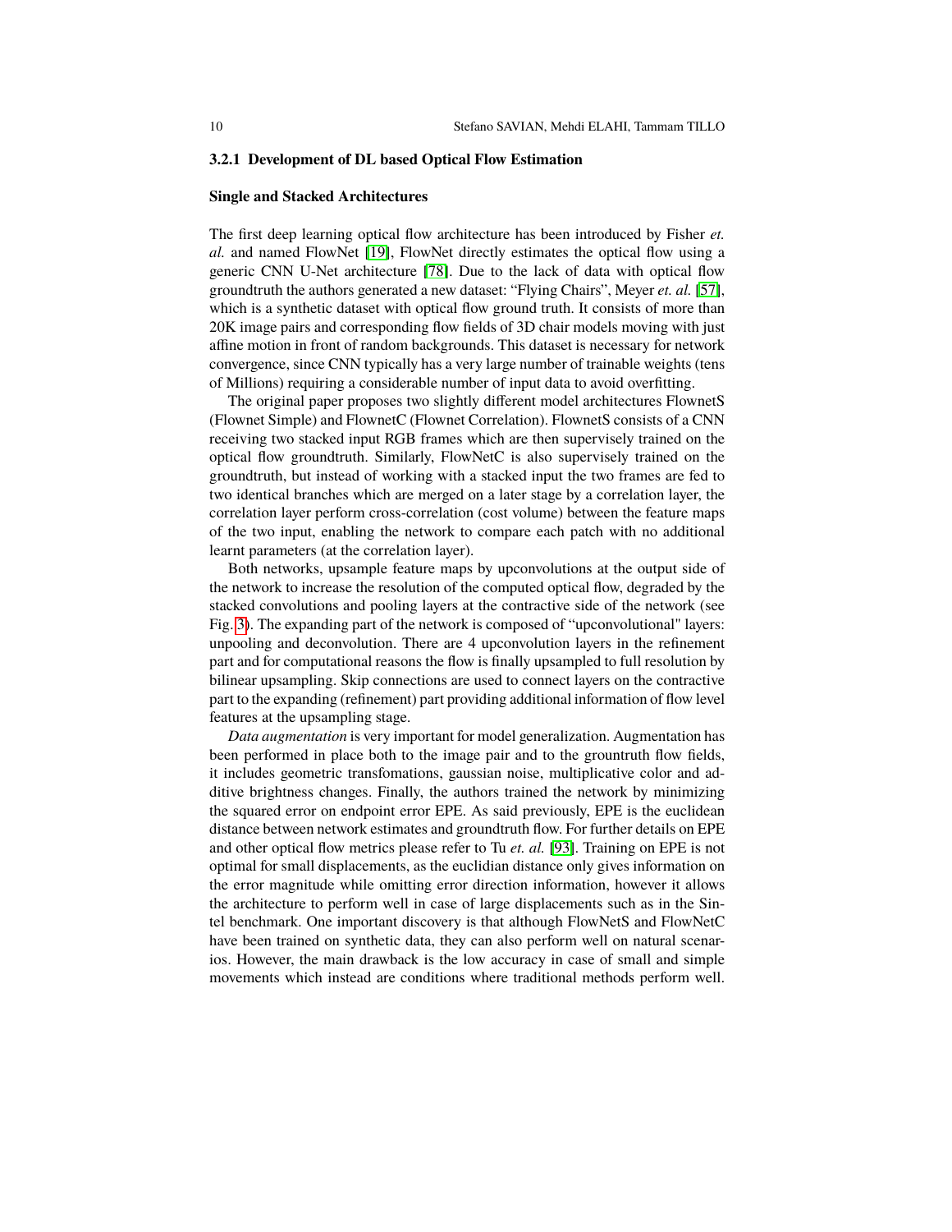### 3.2.1 Development of DL based Optical Flow Estimation

**Single and Stacked Architectures**

The first deep learning optical flow architecture has been introduced by Fisher *et. al.* and named FlowNet [19], FlowNet directly estimates the optical flow using a generic CNN U-Net architecture [78]. Due to the lack of data with optical flow groundtruth the authors generated a new dataset: "Flying Chairs", Meyer *et. al.* [57], which is a synthetic dataset with optical flow ground truth. It consists of more than 20K image pairs and corresponding flow fields of 3D chair models moving with just affine motion in front of random backgrounds. This dataset is necessary for network convergence, since CNN typically has a very large number of trainable weights (tens of Millions) requiring a considerable number of input data to avoid overfitting.

The original paper proposes two slightly different model architectures FlownetS (Flownet Simple) and FlownetC (Flownet Correlation). FlownetS consists of a CNN receiving two stacked input RGB frames which are then supervisely trained on the optical flow groundtruth. Similarly, FlowNetC is also supervisely trained on the groundtruth, but instead of working with a stacked input the two frames are fed to two identical branches which are merged on a later stage by a correlation layer, the correlation layer perform cross-correlation (cost volume) between the feature maps of the two input, enabling the network to compare each patch with no additional learnt parameters (at the correlation layer).

Both networks, upsample feature maps by upconvolutions at the output side of the network to increase the resolution of the computed optical flow, degraded by the stacked convolutions and pooling layers at the contractive side of the network (see Fig. 3). The expanding part of the network is composed of "upconvolutional" layers: unpooling and deconvolution. There are 4 upconvolution layers in the refinement part and for computational reasons the flow is finally upsampled to full resolution by bilinear upsampling. Skip connections are used to connect layers on the contractive part to the expanding (refinement) part providing additional information of flow level features at the upsampling stage.

*Data augmentation* is very important for model generalization. Augmentation has been performed in place both to the image pair and to the grountruth flow fields, it includes geometric transfomations, gaussian noise, multiplicative color and additive brightness changes. Finally, the authors trained the network by minimizing the squared error on endpoint error EPE. As said previously, EPE is the euclidean distance between network estimates and groundtruth flow. For further details on EPE and other optical flow metrics please refer to Tu *et. al.* [93]. Training on EPE is not optimal for small displacements, as the euclidian distance only gives information on the error magnitude while omitting error direction information, however it allows the architecture to perform well in case of large displacements such as in the Sintel benchmark. One important discovery is that although FlowNetS and FlowNetC have been trained on synthetic data, they can also perform well on natural scenarios. However, the main drawback is the low accuracy in case of small and simple movements which instead are conditions where traditional methods perform well.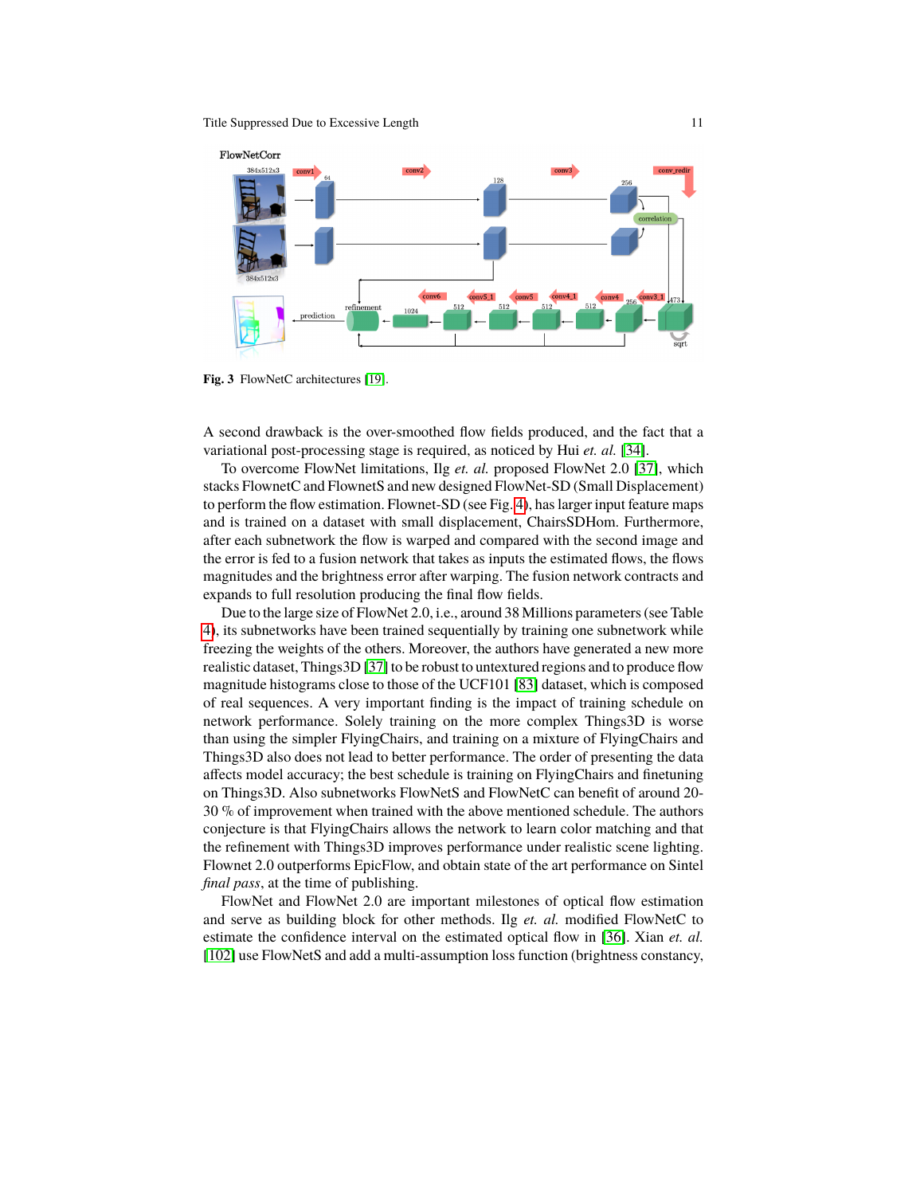Fig. 3 FlowNetC architectures [19].

A second drawback is the over-smoothed flow fields produced, and the fact that a variational post-processing stage is required, as noticed by Hui *et. al.* [34].

To overcome FlowNet limitations, Ilg *et. al.* proposed FlowNet 2.0 [37], which stacks FlownetC and FlownetS and new designed FlowNet-SD (Small Displacement) to perform the flow estimation. Flownet-SD (see Fig. 4), has larger input feature maps and is trained on a dataset with small displacement, ChairsSDHom. Furthermore, after each subnetwork the flow is warped and compared with the second image and the error is fed to a fusion network that takes as inputs the estimated flows, the flows magnitudes and the brightness error after warping. The fusion network contracts and expands to full resolution producing the final flow fields.

Due to the large size of FlowNet 2.0, i.e., around 38 Millions parameters (see Table 4), its subnetworks have been trained sequentially by training one subnetwork while freezing the weights of the others. Moreover, the authors have generated a new more realistic dataset, Things3D [37] to be robust to untextured regions and to produce flow magnitude histograms close to those of the UCF101 [83] dataset, which is composed of real sequences. A very important finding is the impact of training schedule on network performance. Solely training on the more complex Things3D is worse than using the simpler FlyingChairs, and training on a mixture of FlyingChairs and Things3D also does not lead to better performance. The order of presenting the data affects model accuracy; the best schedule is training on FlyingChairs and finetuning on Things3D. Also subnetworks FlowNetS and FlowNetC can benefit of around 20-30 % of improvement when trained with the above mentioned schedule. The authors conjecture is that FlyingChairs allows the network to learn color matching and that the refinement with Things3D improves performance under realistic scene lighting. Flownet 2.0 outperforms EpicFlow, and obtain state of the art performance on Sintel *final pass*, at the time of publishing.

FlowNet and FlowNet 2.0 are important milestones of optical flow estimation and serve as building block for other methods. Ilg *et. al.* modified FlowNetC to estimate the confidence interval on the estimated optical flow in [36]. Xian *et. al.* [102] use FlowNetS and add a multi-assumption loss function (brightness constancy,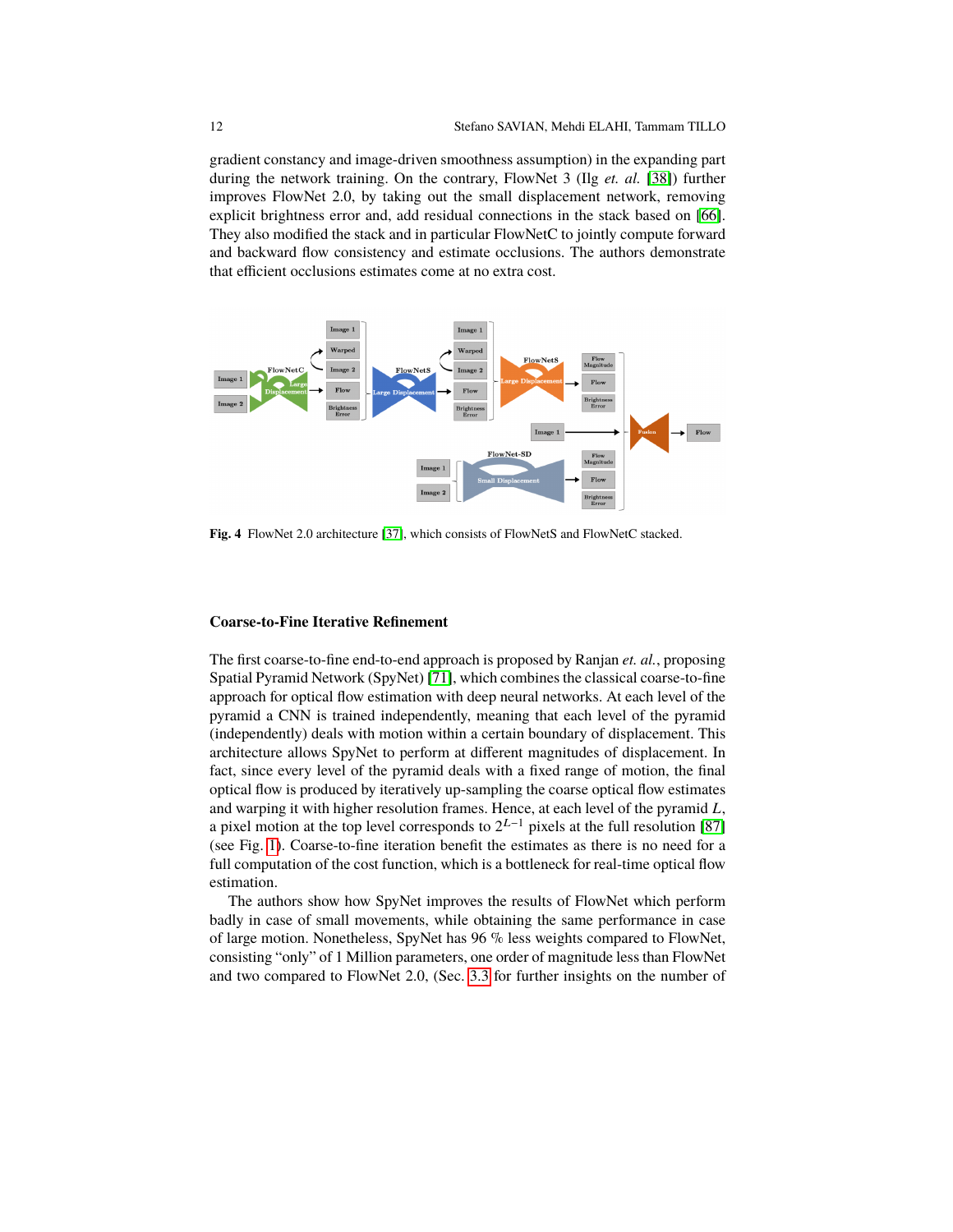gradient constancy and image-driven smoothness assumption) in the expanding part during the network training. On the contrary, FlowNet 3 (Ilg *et. al.* [38]) further improves FlowNet 2.0, by taking out the small displacement network, removing explicit brightness error and, add residual connections in the stack based on [66]. They also modified the stack and in particular FlowNetC to jointly compute forward and backward flow consistency and estimate occlusions. The authors demonstrate that efficient occlusions estimates come at no extra cost.

**Fig. 4** FlowNet 2.0 architecture [37], which consists of FlowNetS and FlowNetC stacked.

### Coarse-to-Fine Iterative Refinement

The first coarse-to-fine end-to-end approach is proposed by Ranjan *et. al.*, proposing Spatial Pyramid Network (SpyNet) [71], which combines the classical coarse-to-fine approach for optical flow estimation with deep neural networks. At each level of the pyramid a CNN is trained independently, meaning that each level of the pyramid (independently) deals with motion within a certain boundary of displacement. This architecture allows SpyNet to perform at different magnitudes of displacement. In fact, since every level of the pyramid deals with a fixed range of motion, the final optical flow is produced by iteratively up-sampling the coarse optical flow estimates and warping it with higher resolution frames. Hence, at each level of the pyramid $L$, a pixel motion at the top level corresponds to $2^{L-1}$ pixels at the full resolution [87] (see Fig. 1). Coarse-to-fine iteration benefit the estimates as there is no need for a full computation of the cost function, which is a bottleneck for real-time optical flow estimation.

The authors show how SpyNet improves the results of FlowNet which perform badly in case of small movements, while obtaining the same performance in case of large motion. Nonetheless, SpyNet has 96 % less weights compared to FlowNet, consisting "only" of 1 Million parameters, one order of magnitude less than FlowNet and two compared to FlowNet 2.0, (Sec. 3.3 for further insights on the number of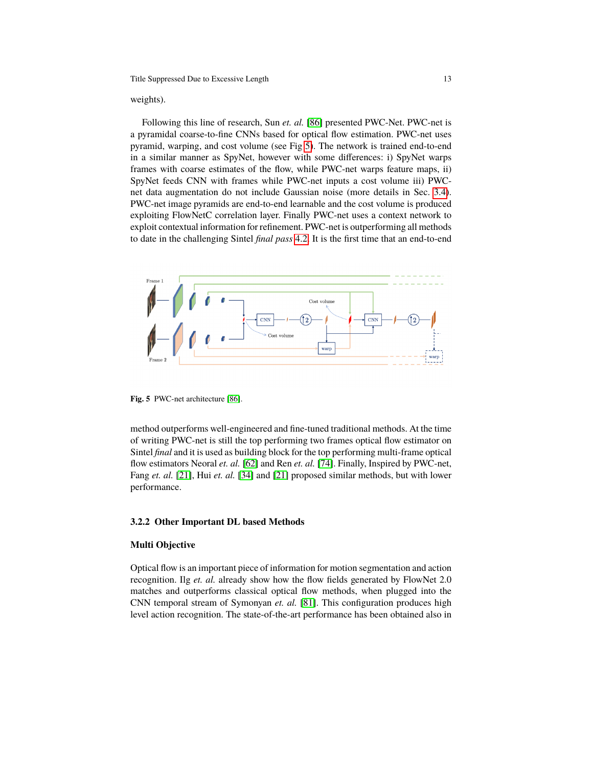weights).

Following this line of research, Sun *et. al.* [86] presented PWC-Net. PWC-net is a pyramidal coarse-to-fine CNNs based for optical flow estimation. PWC-net uses pyramid, warping, and cost volume (see Fig 5). The network is trained end-to-end in a similar manner as SpyNet, however with some differences: i) SpyNet warps frames with coarse estimates of the flow, while PWC-net warps feature maps, ii) SpyNet feeds CNN with frames while PWC-net inputs a cost volume iii) PWC-net data augmentation do not include Gaussian noise (more details in Sec. 3.4). PWC-net image pyramids are end-to-end learnable and the cost volume is produced exploiting FlowNetC correlation layer. Finally PWC-net uses a context network to exploit contextual information for refinement. PWC-net is outperforming all methods to date in the challenging Sintel *final pass* 4.2. It is the first time that an end-to-end method outperforms well-engineered and fine-tuned traditional methods. At the time of writing PWC-net is still the top performing two frames optical flow estimator on Sintel *final* and it is used as building block for the top performing multi-frame optical flow estimators Neoral *et. al.* [62] and Ren *et. al.* [74]. Finally, Inspired by PWC-net, Fang *et. al.* [21], Hui *et. al.* [34] and [21] proposed similar methods, but with lower performance.

**Fig. 5** PWC-net architecture [86].

### 3.2.2 Other Important DL based Methods

#### Multi Objective

Optical flow is an important piece of information for motion segmentation and action recognition. Ilg *et. al.* already show how the flow fields generated by FlowNet 2.0 matches and outperforms classical optical flow methods, when plugged into the CNN temporal stream of Symonyan *et. al.* [81]. This configuration produces high level action recognition. The state-of-the-art performance has been obtained also in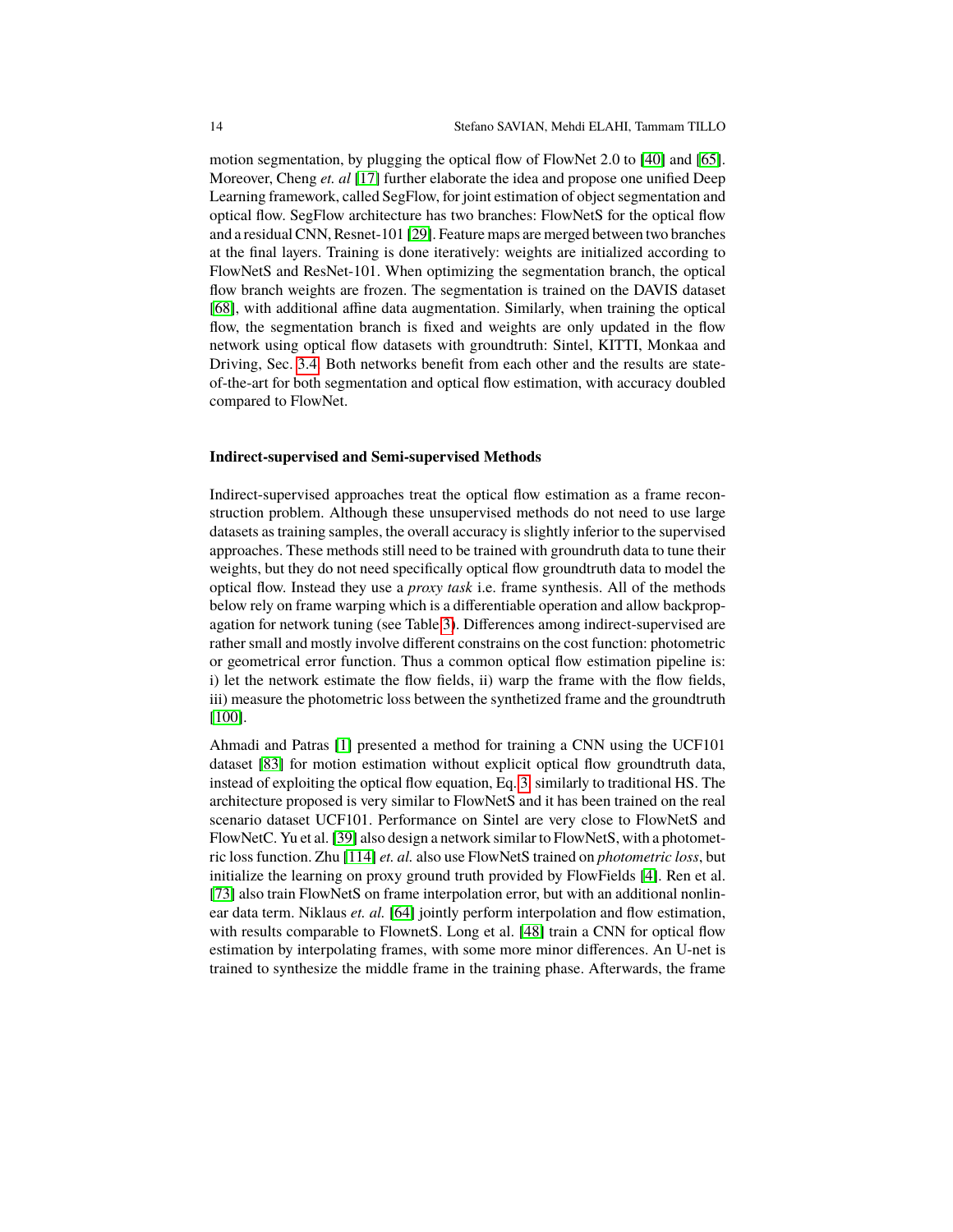motion segmentation, by plugging the optical flow of FlowNet 2.0 to [40] and [65]. Moreover, Cheng *et. al* [17] further elaborate the idea and propose one unified Deep Learning framework, called SegFlow, for joint estimation of object segmentation and optical flow. SegFlow architecture has two branches: FlowNetS for the optical flow and a residual CNN, Resnet-101 [29]. Feature maps are merged between two branches at the final layers. Training is done iteratively: weights are initialized according to FlowNetS and ResNet-101. When optimizing the segmentation branch, the optical flow branch weights are frozen. The segmentation is trained on the DAVIS dataset [68], with additional affine data augmentation. Similarly, when training the optical flow, the segmentation branch is fixed and weights are only updated in the flow network using optical flow datasets with groundtruth: Sintel, KITTI, Monkaa and Driving, Sec. 3.4. Both networks benefit from each other and the results are state-of-the-art for both segmentation and optical flow estimation, with accuracy doubled compared to FlowNet.

**Indirect-supervised and Semi-supervised Methods**

Indirect-supervised approaches treat the optical flow estimation as a frame reconstruction problem. Although these unsupervised methods do not need to use large datasets as training samples, the overall accuracy is slightly inferior to the supervised approaches. These methods still need to be trained with groundruth data to tune their weights, but they do not need specifically optical flow groundtruth data to model the optical flow. Instead they use a *proxy task* i.e. frame synthesis. All of the methods below rely on frame warping which is a differentiable operation and allow backpropagation for network tuning (see Table 3). Differences among indirect-supervised are rather small and mostly involve different constrains on the cost function: photometric or geometrical error function. Thus a common optical flow estimation pipeline is: i) let the network estimate the flow fields, ii) warp the frame with the flow fields, iii) measure the photometric loss between the synthetized frame and the groundtruth [100].

Ahmadi and Patras [1] presented a method for training a CNN using the UCF101 dataset [83] for motion estimation without explicit optical flow groundtruth data, instead of exploiting the optical flow equation, Eq. 3, similarly to traditional HS. The architecture proposed is very similar to FlowNetS and it has been trained on the real scenario dataset UCF101. Performance on Sintel are very close to FlowNetS and FlowNetC. Yu et al. [39] also design a network similar to FlowNetS, with a photometric loss function. Zhu [114] *et. al.* also use FlowNetS trained on *photometric loss*, but initialize the learning on proxy ground truth provided by FlowFields [4]. Ren et al. [73] also train FlowNetS on frame interpolation error, but with an additional nonlinear data term. Niklaus *et. al.* [64] jointly perform interpolation and flow estimation, with results comparable to FlownetS. Long et al. [48] train a CNN for optical flow estimation by interpolating frames, with some more minor differences. An U-net is trained to synthesize the middle frame in the training phase. Afterwards, the frame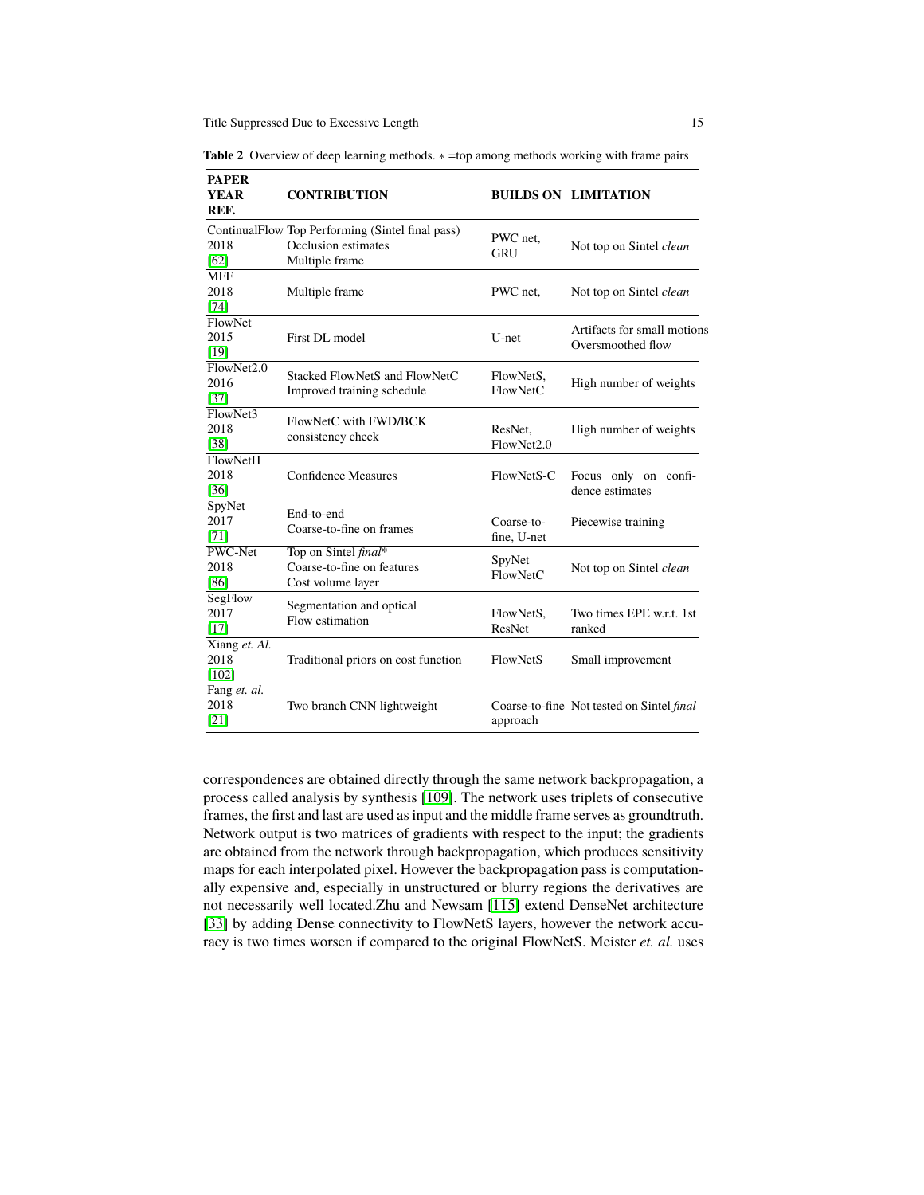**Table 2** Overview of deep learning methods. $*$ =top among methods working with frame pairs

| PAPER YEAR REF. | CONTRIBUTION | BUILDS ON | LIMITATION |
|---|---|---|---|
| ContinualFlow 2018 [62] | Top Performing (Sintel final pass) Occlusion estimates Multiple frame | PWC net, GRU | Not top on Sintel *clean* |
| MFF 2018 [74] | Multiple frame | PWC net, | Not top on Sintel *clean* |
| FlowNet 2015 [19] | First DL model | U-net | Artifacts for small motions Oversmoothed flow |
| FlowNet2.0 2016 [37] | Stacked FlowNetS and FlowNetC Improved training schedule | FlowNetS, FlowNetC | High number of weights |
| FlowNet3 2018 [38] | FlowNetC with FWD/BCK consistency check | ResNet, FlowNet2.0 | High number of weights |
| FlowNetH 2018 [36] | Confidence Measures | FlowNetS-C | Focus only on confidence estimates |
| SpyNet 2017 [71] | End-to-end Coarse-to-fine on frames | Coarse-to-fine, U-net | Piecewise training |
| PWC-Net 2018 [86] | Top on Sintel *final** Coarse-to-fine on features Cost volume layer | SpyNet FlowNetC | Not top on Sintel *clean* |
| SegFlow 2017 [17] | Segmentation and optical Flow estimation | FlowNetS, ResNet | Two times EPE w.r.t. 1st ranked |
| Xiang *et. Al.* 2018 [102] | Traditional priors on cost function | FlowNetS | Small improvement |
| Fang *et. al.* 2018 [21] | Two branch CNN lightweight | Coarse-to-fine approach | Not tested on Sintel *final* |

correspondences are obtained directly through the same network backpropagation, a process called analysis by synthesis [109]. The network uses triplets of consecutive frames, the first and last are used as input and the middle frame serves as groundtruth. Network output is two matrices of gradients with respect to the input; the gradients are obtained from the network through backpropagation, which produces sensitivity maps for each interpolated pixel. However the backpropagation pass is computationally expensive and, especially in unstructured or blurry regions the derivatives are not necessarily well located.Zhu and Newsam [115] extend DenseNet architecture [33] by adding Dense connectivity to FlowNetS layers, however the network accuracy is two times worsen if compared to the original FlowNetS. Meister *et. al.* uses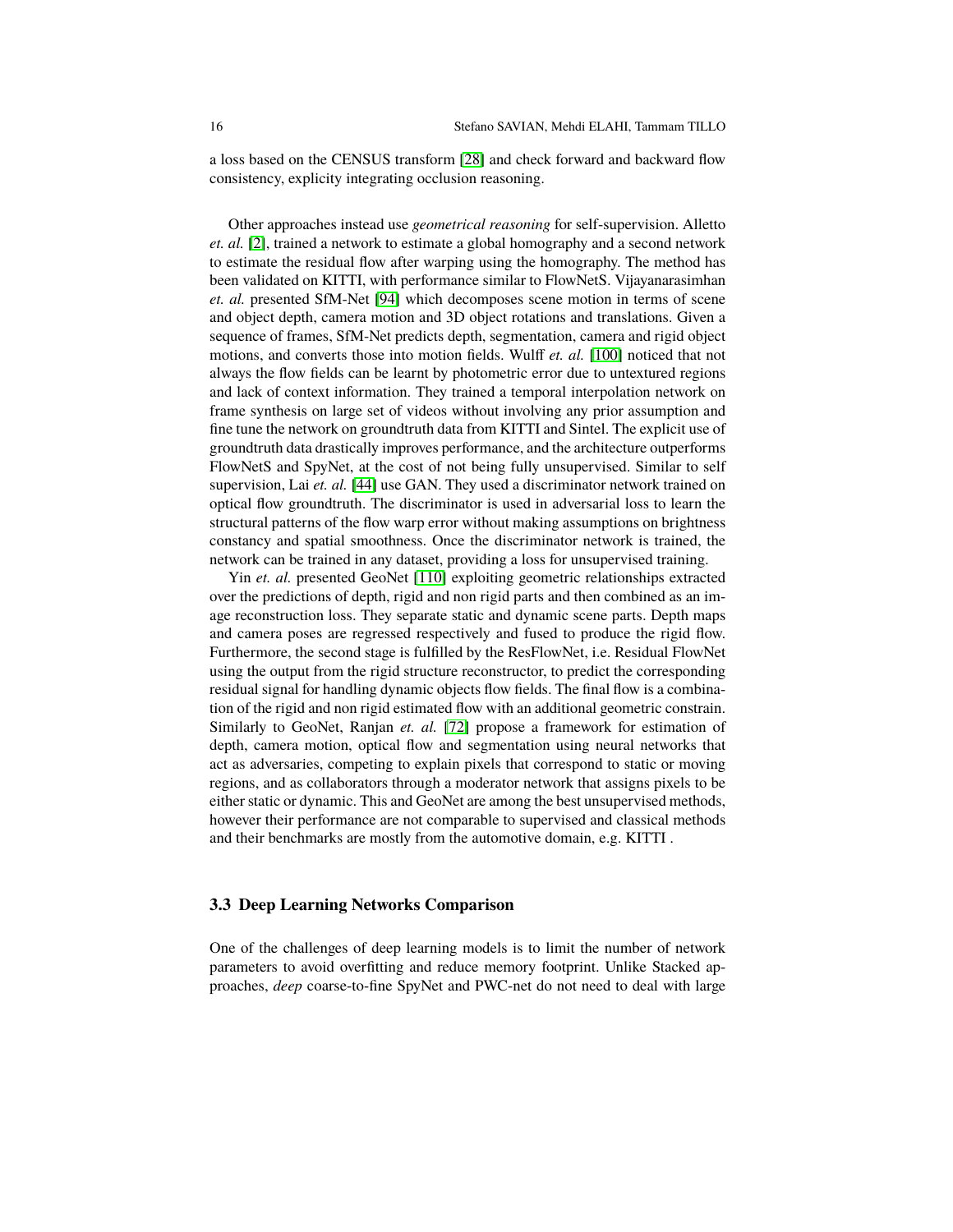a loss based on the CENSUS transform [28] and check forward and backward flow consistency, explicity integrating occlusion reasoning.

Other approaches instead use *geometrical reasoning* for self-supervision. Alletto *et. al.* [2], trained a network to estimate a global homography and a second network to estimate the residual flow after warping using the homography. The method has been validated on KITTI, with performance similar to FlowNetS. Vijayanarasimhan *et. al.* presented SfM-Net [94] which decomposes scene motion in terms of scene and object depth, camera motion and 3D object rotations and translations. Given a sequence of frames, SfM-Net predicts depth, segmentation, camera and rigid object motions, and converts those into motion fields. Wulff *et. al.* [100] noticed that not always the flow fields can be learnt by photometric error due to untextured regions and lack of context information. They trained a temporal interpolation network on frame synthesis on large set of videos without involving any prior assumption and fine tune the network on groundtruth data from KITTI and Sintel. The explicit use of groundtruth data drastically improves performance, and the architecture outperforms FlowNetS and SpyNet, at the cost of not being fully unsupervised. Similar to self supervision, Lai *et. al.* [44] use GAN. They used a discriminator network trained on optical flow groundtruth. The discriminator is used in adversarial loss to learn the structural patterns of the flow warp error without making assumptions on brightness constancy and spatial smoothness. Once the discriminator network is trained, the network can be trained in any dataset, providing a loss for unsupervised training.

Yin *et. al.* presented GeoNet [110] exploiting geometric relationships extracted over the predictions of depth, rigid and non rigid parts and then combined as an image reconstruction loss. They separate static and dynamic scene parts. Depth maps and camera poses are regressed respectively and fused to produce the rigid flow. Furthermore, the second stage is fulfilled by the ResFlowNet, i.e. Residual FlowNet using the output from the rigid structure reconstructor, to predict the corresponding residual signal for handling dynamic objects flow fields. The final flow is a combination of the rigid and non rigid estimated flow with an additional geometric constrain. Similarly to GeoNet, Ranjan *et. al.* [72] propose a framework for estimation of depth, camera motion, optical flow and segmentation using neural networks that act as adversaries, competing to explain pixels that correspond to static or moving regions, and as collaborators through a moderator network that assigns pixels to be either static or dynamic. This and GeoNet are among the best unsupervised methods, however their performance are not comparable to supervised and classical methods and their benchmarks are mostly from the automotive domain, e.g. KITTI .

### 3.3 Deep Learning Networks Comparison

One of the challenges of deep learning models is to limit the number of network parameters to avoid overfitting and reduce memory footprint. Unlike Stacked approaches, *deep* coarse-to-fine SpyNet and PWC-net do not need to deal with large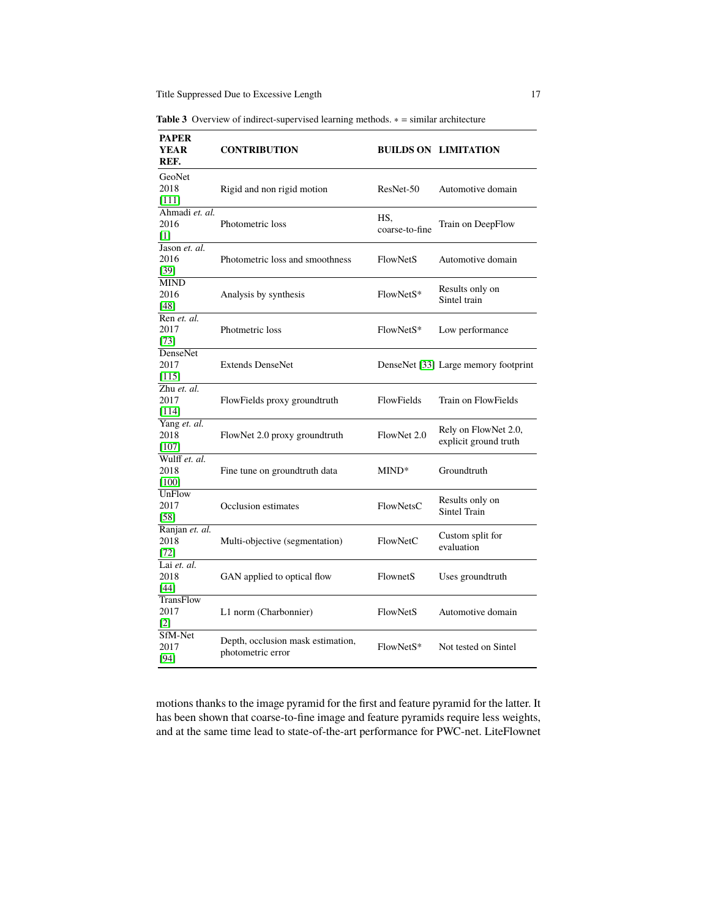**Table 3** Overview of indirect-supervised learning methods. * = similar architecture

| PAPER YEAR REF. | CONTRIBUTION | BUILDS ON | LIMITATION |
|---|---|---|---|
| GeoNet 2018 [111] | Rigid and non rigid motion | ResNet-50 | Automotive domain |
| Ahmadi *et. al.* 2016 [1] | Photometric loss | HS, coarse-to-fine | Train on DeepFlow |
| Jason *et. al.* 2016 [39] | Photometric loss and smoothness | FlowNetS | Automotive domain |
| MIND 2016 [48] | Analysis by synthesis | FlowNetS* | Results only on Sintel train |
| Ren *et. al.* 2017 [73] | Photmetric loss | FlowNetS* | Low performance |
| DenseNet 2017 [115] | Extends DenseNet | DenseNet [33] | Large memory footprint |
| Zhu *et. al.* 2017 [114] | FlowFields proxy groundtruth | FlowFields | Train on FlowFields |
| Yang *et. al.* 2018 [107] | FlowNet 2.0 proxy groundtruth | FlowNet 2.0 | Rely on FlowNet 2.0, explicit ground truth |
| Wulff *et. al.* 2018 [100] | Fine tune on groundtruth data | MIND* | Groundtruth |
| UnFlow 2017 [58] | Occlusion estimates | FlowNetsC | Results only on Sintel Train |
| Ranjan *et. al.* 2018 [72] | Multi-objective (segmentation) | FlowNetC | Custom split for evaluation |
| Lai *et. al.* 2018 [44] | GAN applied to optical flow | FlownetS | Uses groundtruth |
| TransFlow 2017 [2] | L1 norm (Charbonnier) | FlowNetS | Automotive domain |
| SfM-Net 2017 [94] | Depth, occlusion mask estimation, photometric error | FlowNetS* | Not tested on Sintel |

motions thanks to the image pyramid for the first and feature pyramid for the latter. It has been shown that coarse-to-fine image and feature pyramids require less weights, and at the same time lead to state-of-the-art performance for PWC-net. LiteFlownet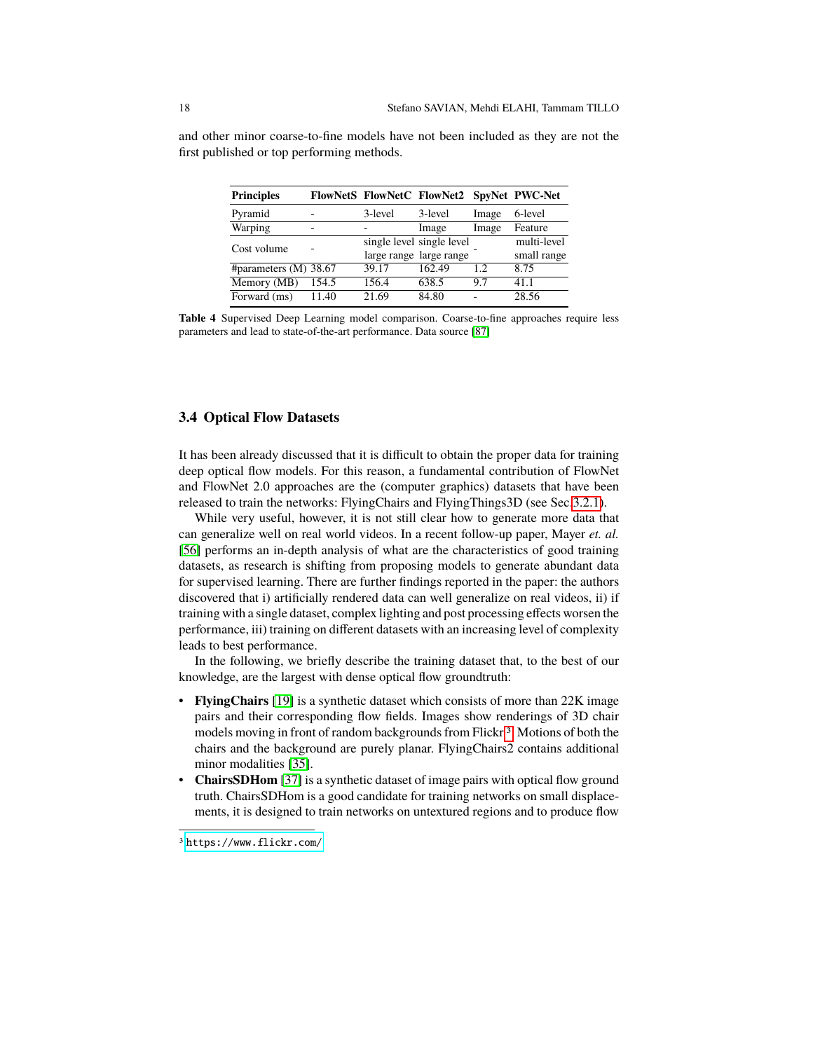and other minor coarse-to-fine models have not been included as they are not the first published or top performing methods.

| Principles | FlowNetS | FlowNetC | FlowNet2 | SpyNet | PWC-Net |
|---|---|---|---|---|---|
| Pyramid | - | 3-level | 3-level | Image | 6-level |
| Warping | - | - | Image | Image | Feature |
| Cost volume | - | single level large range | single level large range | - | multi-level small range |
| #parameters (M) | 38.67 | 39.17 | 162.49 | 1.2 | 8.75 |
| Memory (MB) | 154.5 | 156.4 | 638.5 | 9.7 | 41.1 |
| Forward (ms) | 11.40 | 21.69 | 84.80 | - | 28.56 |

**Table 4** Supervised Deep Learning model comparison. Coarse-to-fine approaches require less parameters and lead to state-of-the-art performance. Data source [87]

### 3.4 Optical Flow Datasets

It has been already discussed that it is difficult to obtain the proper data for training deep optical flow models. For this reason, a fundamental contribution of FlowNet and FlowNet 2.0 approaches are the (computer graphics) datasets that have been released to train the networks: FlyingChairs and FlyingThings3D (see Sec.3.2.1).

While very useful, however, it is not still clear how to generate more data that can generalize well on real world videos. In a recent follow-up paper, Mayer *et. al.* [56] performs an in-depth analysis of what are the characteristics of good training datasets, as research is shifting from proposing models to generate abundant data for supervised learning. There are further findings reported in the paper: the authors discovered that i) artificially rendered data can well generalize on real videos, ii) if training with a single dataset, complex lighting and post processing effects worsen the performance, iii) training on different datasets with an increasing level of complexity leads to best performance.

In the following, we briefly describe the training dataset that, to the best of our knowledge, are the largest with dense optical flow groundtruth:

- **FlyingChairs** [19] is a synthetic dataset which consists of more than 22K image pairs and their corresponding flow fields. Images show renderings of 3D chair models moving in front of random backgrounds from Flickr[3]. Motions of both the chairs and the background are purely planar. FlyingChairs2 contains additional minor modalities [35].
- **ChairsSDHom** [37] is a synthetic dataset of image pairs with optical flow ground truth. ChairsSDHom is a good candidate for training networks on small displacements, it is designed to train networks on untextured regions and to produce flow

[3] https://www.flickr.com/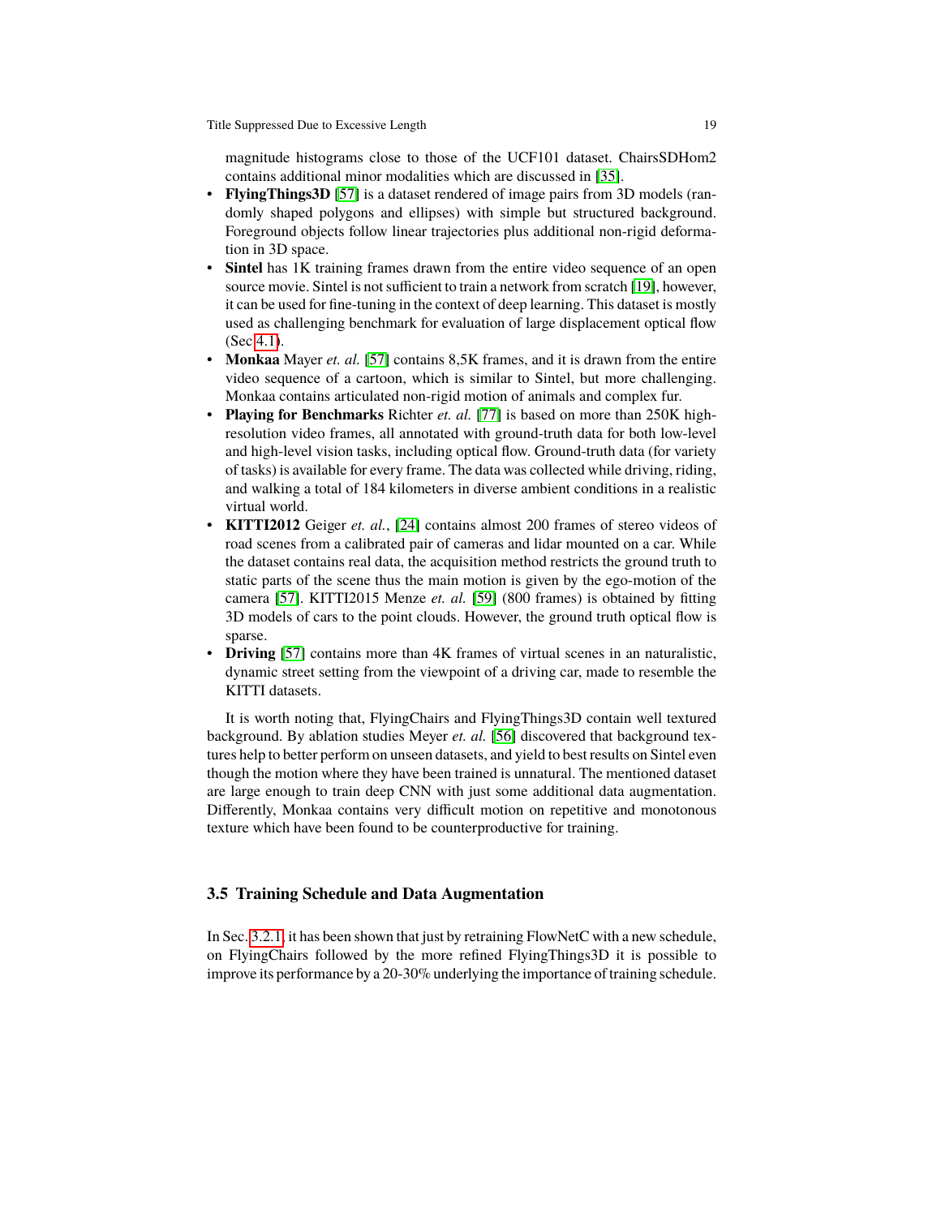magnitude histograms close to those of the UCF101 dataset. ChairsSDHom2 contains additional minor modalities which are discussed in [35].

- **FlyingThings3D** [57] is a dataset rendered of image pairs from 3D models (randomly shaped polygons and ellipses) with simple but structured background. Foreground objects follow linear trajectories plus additional non-rigid deformation in 3D space.
- **Sintel** has 1K training frames drawn from the entire video sequence of an open source movie. Sintel is not sufficient to train a network from scratch [19], however, it can be used for fine-tuning in the context of deep learning. This dataset is mostly used as challenging benchmark for evaluation of large displacement optical flow (Sec 4.1).
- **Monkaa** Mayer *et. al.* [57] contains 8,5K frames, and it is drawn from the entire video sequence of a cartoon, which is similar to Sintel, but more challenging. Monkaa contains articulated non-rigid motion of animals and complex fur.
- **Playing for Benchmarks** Richter *et. al.* [77] is based on more than 250K high-resolution video frames, all annotated with ground-truth data for both low-level and high-level vision tasks, including optical flow. Ground-truth data (for variety of tasks) is available for every frame. The data was collected while driving, riding, and walking a total of 184 kilometers in diverse ambient conditions in a realistic virtual world.
- **KITTI2012** Geiger *et. al.*, [24] contains almost 200 frames of stereo videos of road scenes from a calibrated pair of cameras and lidar mounted on a car. While the dataset contains real data, the acquisition method restricts the ground truth to static parts of the scene thus the main motion is given by the ego-motion of the camera [57]. KITTI2015 Menze *et. al.* [59] (800 frames) is obtained by fitting 3D models of cars to the point clouds. However, the ground truth optical flow is sparse.
- **Driving** [57] contains more than 4K frames of virtual scenes in an naturalistic, dynamic street setting from the viewpoint of a driving car, made to resemble the KITTI datasets.

It is worth noting that, FlyingChairs and FlyingThings3D contain well textured background. By ablation studies Meyer *et. al.* [56] discovered that background textures help to better perform on unseen datasets, and yield to best results on Sintel even though the motion where they have been trained is unnatural. The mentioned dataset are large enough to train deep CNN with just some additional data augmentation. Differently, Monkaa contains very difficult motion on repetitive and monotonous texture which have been found to be counterproductive for training.

### 3.5 Training Schedule and Data Augmentation

In Sec. 3.2.1, it has been shown that just by retraining FlowNetC with a new schedule, on FlyingChairs followed by the more refined FlyingThings3D it is possible to improve its performance by a 20-30% underlying the importance of training schedule.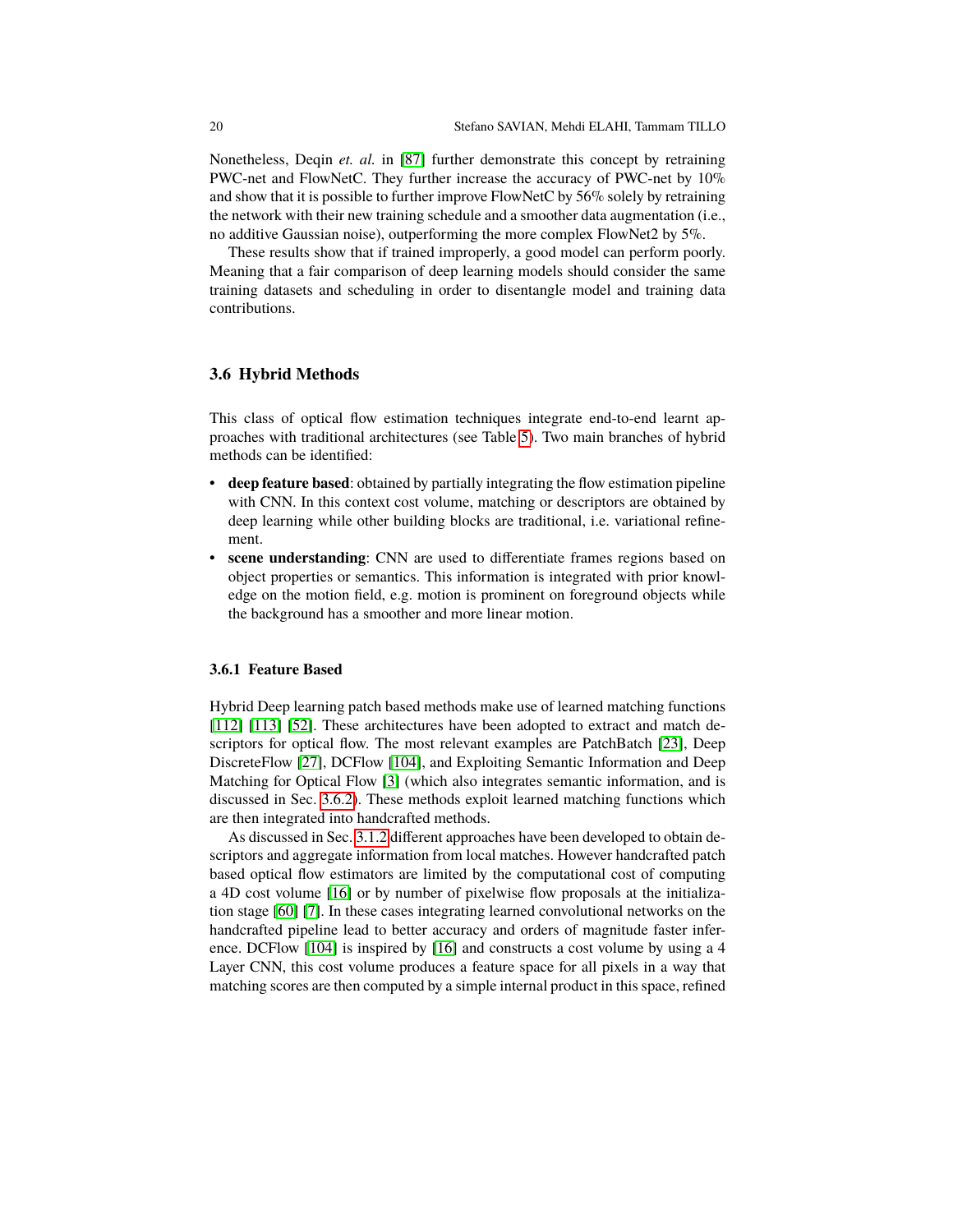Nonetheless, Deqin *et. al.* in [87] further demonstrate this concept by retraining PWC-net and FlowNetC. They further increase the accuracy of PWC-net by 10% and show that it is possible to further improve FlowNetC by 56% solely by retraining the network with their new training schedule and a smoother data augmentation (i.e., no additive Gaussian noise), outperforming the more complex FlowNet2 by 5%.

These results show that if trained improperly, a good model can perform poorly. Meaning that a fair comparison of deep learning models should consider the same training datasets and scheduling in order to disentangle model and training data contributions.

### 3.6 Hybrid Methods

This class of optical flow estimation techniques integrate end-to-end learnt approaches with traditional architectures (see Table 5). Two main branches of hybrid methods can be identified:

- **deep feature based**: obtained by partially integrating the flow estimation pipeline with CNN. In this context cost volume, matching or descriptors are obtained by deep learning while other building blocks are traditional, i.e. variational refinement.
- **scene understanding**: CNN are used to differentiate frames regions based on object properties or semantics. This information is integrated with prior knowledge on the motion field, e.g. motion is prominent on foreground objects while the background has a smoother and more linear motion.

#### 3.6.1 Feature Based

Hybrid Deep learning patch based methods make use of learned matching functions [112] [113] [52]. These architectures have been adopted to extract and match descriptors for optical flow. The most relevant examples are PatchBatch [23], Deep DiscreteFlow [27], DCFlow [104], and Exploiting Semantic Information and Deep Matching for Optical Flow [3] (which also integrates semantic information, and is discussed in Sec. 3.6.2). These methods exploit learned matching functions which are then integrated into handcrafted methods.

As discussed in Sec. 3.1.2 different approaches have been developed to obtain descriptors and aggregate information from local matches. However handcrafted patch based optical flow estimators are limited by the computational cost of computing a 4D cost volume [16] or by number of pixelwise flow proposals at the initialization stage [60] [7]. In these cases integrating learned convolutional networks on the handcrafted pipeline lead to better accuracy and orders of magnitude faster inference. DCFlow [104] is inspired by [16] and constructs a cost volume by using a 4 Layer CNN, this cost volume produces a feature space for all pixels in a way that matching scores are then computed by a simple internal product in this space, refined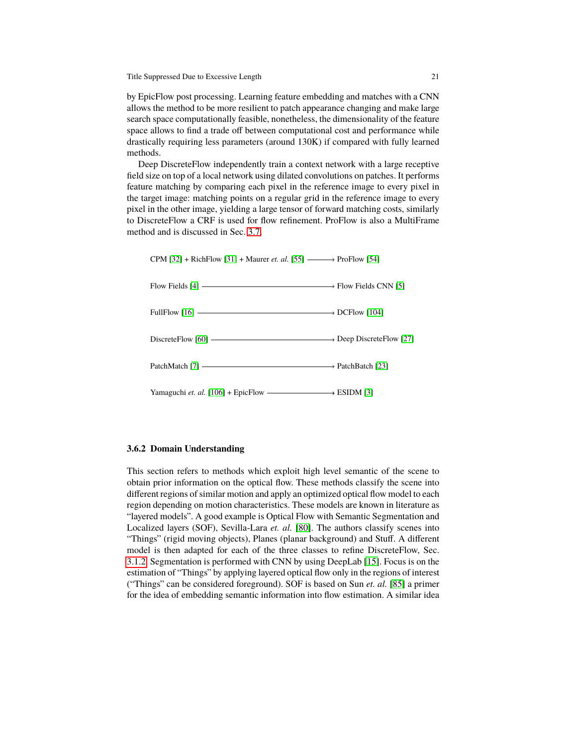by EpicFlow post processing. Learning feature embedding and matches with a CNN allows the method to be more resilient to patch appearance changing and make large search space computationally feasible, nonetheless, the dimensionality of the feature space allows to find a trade off between computational cost and performance while drastically requiring less parameters (around 130K) if compared with fully learned methods.

Deep DiscreteFlow independently train a context network with a large receptive field size on top of a local network using dilated convolutions on patches. It performs feature matching by comparing each pixel in the reference image to every pixel in the target image: matching points on a regular grid in the reference image to every pixel in the other image, yielding a large tensor of forward matching costs, similarly to DiscreteFlow a CRF is used for flow refinement. ProFlow is also a MultiFrame method and is discussed in Sec. 3.7.

CPM [32] + RichFlow [31] + Maurer *et. al.* [55] ⟶ ProFlow [54]

Flow Fields [4] ⟶ Flow Fields CNN [5]

FullFlow [16] ⟶ DCFlow [104]

DiscreteFlow [60] ⟶ Deep DiscreteFlow [27]

PatchMatch [7] ⟶ PatchBatch [23]

Yamaguchi *et. al.* [106] + EpicFlow ⟶ ESIDM [3]

#### 3.6.2 Domain Understanding

This section refers to methods which exploit high level semantic of the scene to obtain prior information on the optical flow. These methods classify the scene into different regions of similar motion and apply an optimized optical flow model to each region depending on motion characteristics. These models are known in literature as "layered models". A good example is Optical Flow with Semantic Segmentation and Localized layers (SOF), Sevilla-Lara *et. al.* [80]. The authors classify scenes into "Things" (rigid moving objects), Planes (planar background) and Stuff. A different model is then adapted for each of the three classes to refine DiscreteFlow, Sec. 3.1.2. Segmentation is performed with CNN by using DeepLab [15]. Focus is on the estimation of "Things" by applying layered optical flow only in the regions of interest ("Things" can be considered foreground). SOF is based on Sun *et. al.* [85] a primer for the idea of embedding semantic information into flow estimation. A similar idea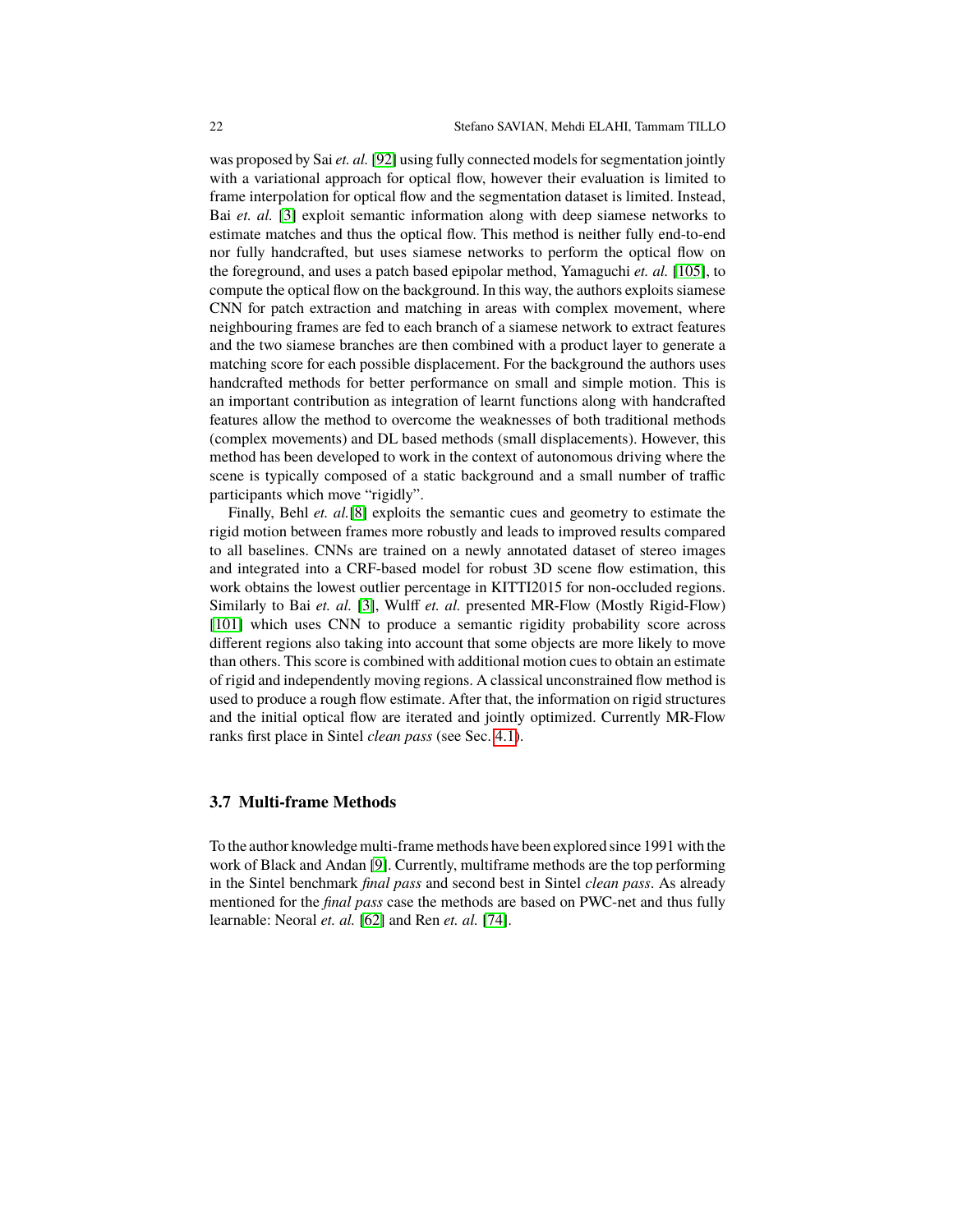was proposed by Sai *et. al.* [92] using fully connected models for segmentation jointly with a variational approach for optical flow, however their evaluation is limited to frame interpolation for optical flow and the segmentation dataset is limited. Instead, Bai *et. al.* [3] exploit semantic information along with deep siamese networks to estimate matches and thus the optical flow. This method is neither fully end-to-end nor fully handcrafted, but uses siamese networks to perform the optical flow on the foreground, and uses a patch based epipolar method, Yamaguchi *et. al.* [105], to compute the optical flow on the background. In this way, the authors exploits siamese CNN for patch extraction and matching in areas with complex movement, where neighbouring frames are fed to each branch of a siamese network to extract features and the two siamese branches are then combined with a product layer to generate a matching score for each possible displacement. For the background the authors uses handcrafted methods for better performance on small and simple motion. This is an important contribution as integration of learnt functions along with handcrafted features allow the method to overcome the weaknesses of both traditional methods (complex movements) and DL based methods (small displacements). However, this method has been developed to work in the context of autonomous driving where the scene is typically composed of a static background and a small number of traffic participants which move "rigidly".

Finally, Behl *et. al.*[8] exploits the semantic cues and geometry to estimate the rigid motion between frames more robustly and leads to improved results compared to all baselines. CNNs are trained on a newly annotated dataset of stereo images and integrated into a CRF-based model for robust 3D scene flow estimation, this work obtains the lowest outlier percentage in KITTI2015 for non-occluded regions. Similarly to Bai *et. al.* [3], Wulff *et. al.* presented MR-Flow (Mostly Rigid-Flow) [101] which uses CNN to produce a semantic rigidity probability score across different regions also taking into account that some objects are more likely to move than others. This score is combined with additional motion cues to obtain an estimate of rigid and independently moving regions. A classical unconstrained flow method is used to produce a rough flow estimate. After that, the information on rigid structures and the initial optical flow are iterated and jointly optimized. Currently MR-Flow ranks first place in Sintel *clean pass* (see Sec. 4.1).

### 3.7 Multi-frame Methods

To the author knowledge multi-frame methods have been explored since 1991 with the work of Black and Andan [9]. Currently, multiframe methods are the top performing in the Sintel benchmark *final pass* and second best in Sintel *clean pass*. As already mentioned for the *final pass* case the methods are based on PWC-net and thus fully learnable: Neoral *et. al.* [62] and Ren *et. al.* [74].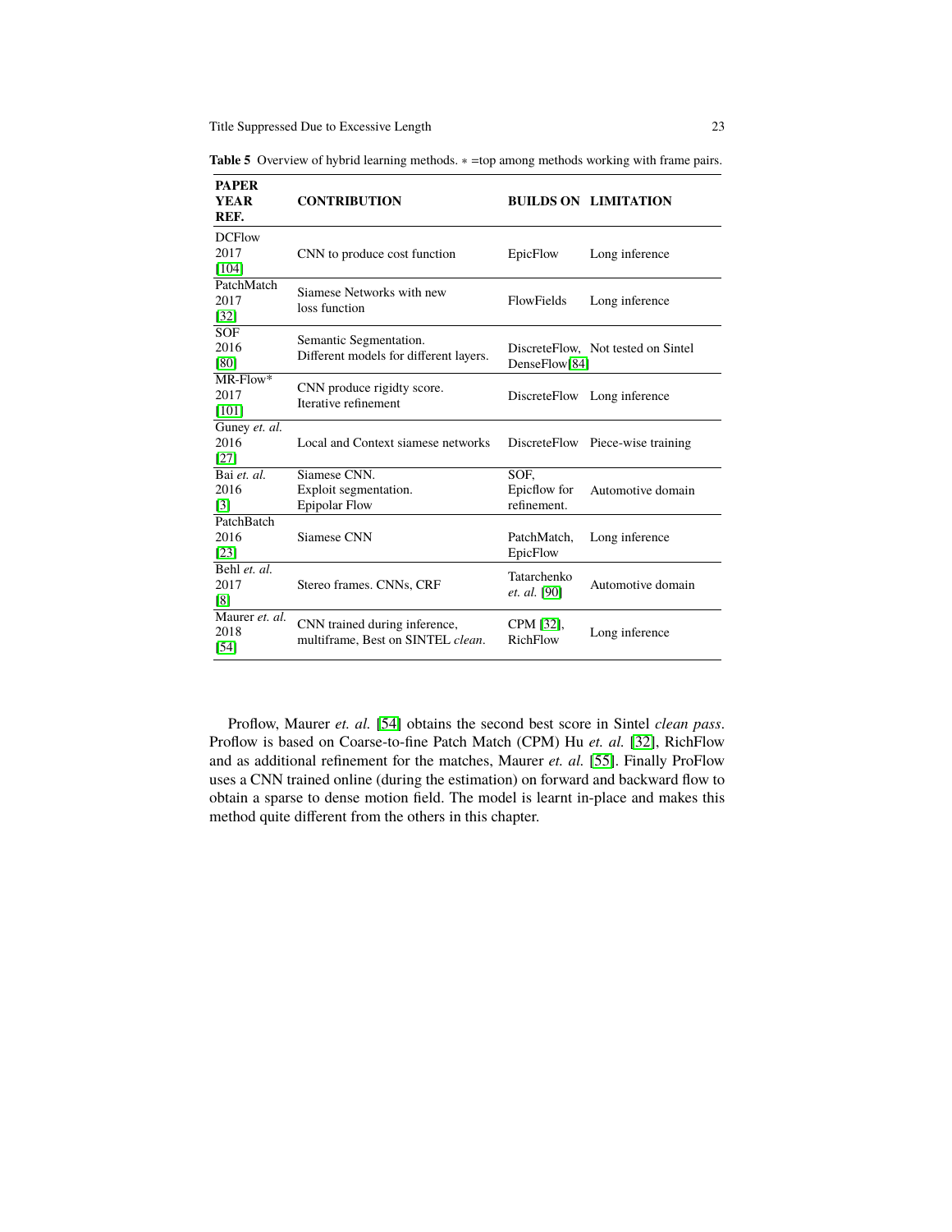**Table 5** Overview of hybrid learning methods. $*$ =top among methods working with frame pairs.

| PAPER YEAR REF. | CONTRIBUTION | BUILDS ON | LIMITATION |
|---|---|---|---|
| DCFlow 2017 [104] | CNN to produce cost function | EpicFlow | Long inference |
| PatchMatch 2017 [32] | Siamese Networks with new loss function | FlowFields | Long inference |
| SOF 2016 [80] | Semantic Segmentation. Different models for different layers. | DiscreteFlow, DenseFlow[84] | Not tested on Sintel |
| MR-Flow* 2017 [101] | CNN produce rigidty score. Iterative refinement | DiscreteFlow | Long inference |
| Guney *et. al.* 2016 [27] | Local and Context siamese networks | DiscreteFlow | Piece-wise training |
| Bai *et. al.* 2016 [3] | Siamese CNN. Exploit segmentation. Epipolar Flow | SOF, Epicflow for refinement. | Automotive domain |
| PatchBatch 2016 [23] | Siamese CNN | PatchMatch, EpicFlow | Long inference |
| Behl *et. al.* 2017 [8] | Stereo frames. CNNs, CRF | Tatarchenko *et. al.* [90] | Automotive domain |
| Maurer *et. al.* 2018 [54] | CNN trained during inference, multiframe, Best on SINTEL *clean*. | CPM [32], RichFlow | Long inference |

Proflow, Maurer *et. al.* [54] obtains the second best score in Sintel *clean pass*. Proflow is based on Coarse-to-fine Patch Match (CPM) Hu *et. al.* [32], RichFlow and as additional refinement for the matches, Maurer *et. al.* [55]. Finally ProFlow uses a CNN trained online (during the estimation) on forward and backward flow to obtain a sparse to dense motion field. The model is learnt in-place and makes this method quite different from the others in this chapter.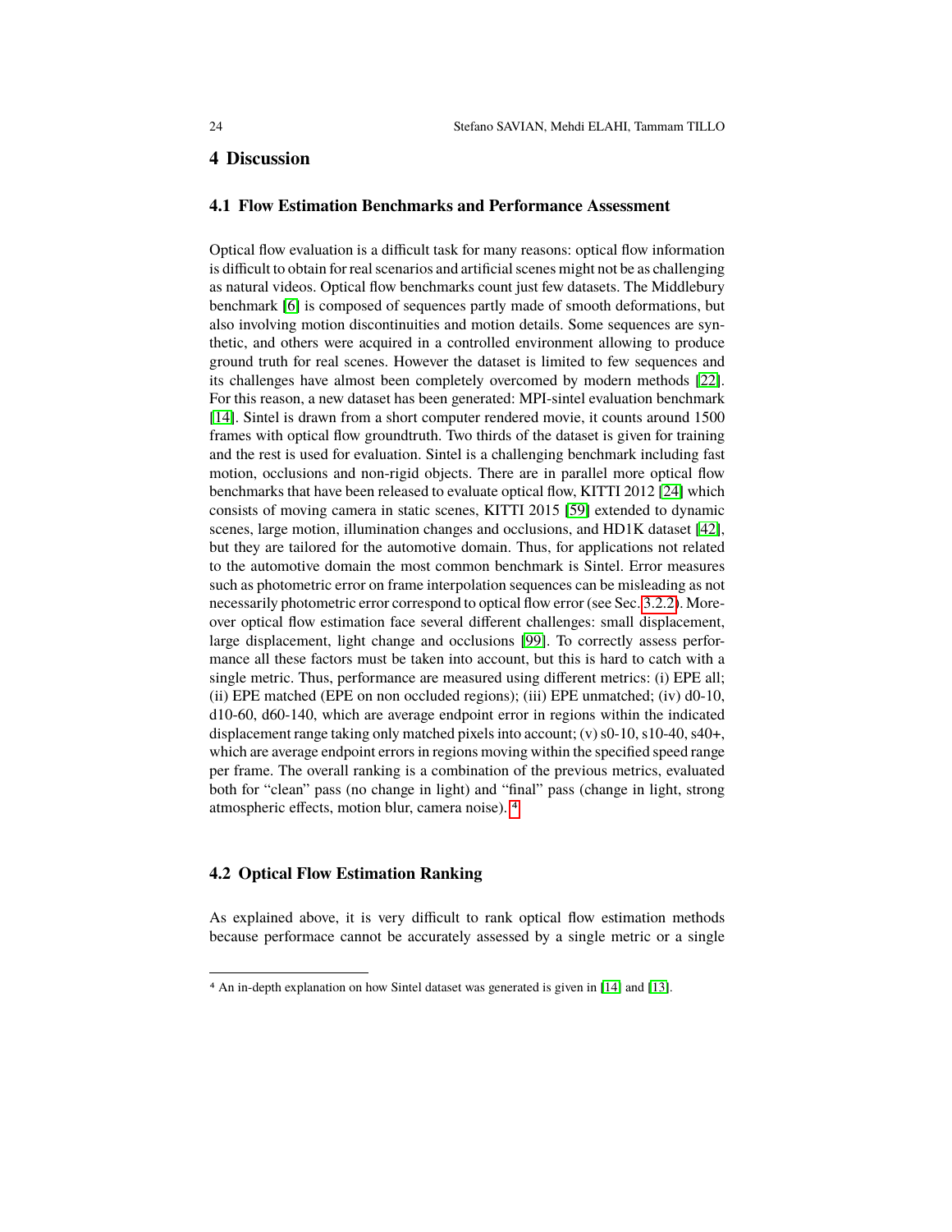## 4 Discussion

### 4.1 Flow Estimation Benchmarks and Performance Assessment

Optical flow evaluation is a difficult task for many reasons: optical flow information is difficult to obtain for real scenarios and artificial scenes might not be as challenging as natural videos. Optical flow benchmarks count just few datasets. The Middlebury benchmark [6] is composed of sequences partly made of smooth deformations, but also involving motion discontinuities and motion details. Some sequences are synthetic, and others were acquired in a controlled environment allowing to produce ground truth for real scenes. However the dataset is limited to few sequences and its challenges have almost been completely overcomed by modern methods [22]. For this reason, a new dataset has been generated: MPI-sintel evaluation benchmark [14]. Sintel is drawn from a short computer rendered movie, it counts around 1500 frames with optical flow groundtruth. Two thirds of the dataset is given for training and the rest is used for evaluation. Sintel is a challenging benchmark including fast motion, occlusions and non-rigid objects. There are in parallel more optical flow benchmarks that have been released to evaluate optical flow, KITTI 2012 [24] which consists of moving camera in static scenes, KITTI 2015 [59] extended to dynamic scenes, large motion, illumination changes and occlusions, and HD1K dataset [42], but they are tailored for the automotive domain. Thus, for applications not related to the automotive domain the most common benchmark is Sintel. Error measures such as photometric error on frame interpolation sequences can be misleading as not necessarily photometric error correspond to optical flow error (see Sec. 3.2.2). Moreover optical flow estimation face several different challenges: small displacement, large displacement, light change and occlusions [99]. To correctly assess performance all these factors must be taken into account, but this is hard to catch with a single metric. Thus, performance are measured using different metrics: (i) EPE all; (ii) EPE matched (EPE on non occluded regions); (iii) EPE unmatched; (iv) d0-10, d10-60, d60-140, which are average endpoint error in regions within the indicated displacement range taking only matched pixels into account; (v) s0-10, s10-40, s40+, which are average endpoint errors in regions moving within the specified speed range per frame. The overall ranking is a combination of the previous metrics, evaluated both for "clean" pass (no change in light) and "final" pass (change in light, strong atmospheric effects, motion blur, camera noise). [4]

### 4.2 Optical Flow Estimation Ranking

As explained above, it is very difficult to rank optical flow estimation methods because performace cannot be accurately assessed by a single metric or a single

[4] An in-depth explanation on how Sintel dataset was generated is given in [14] and [13].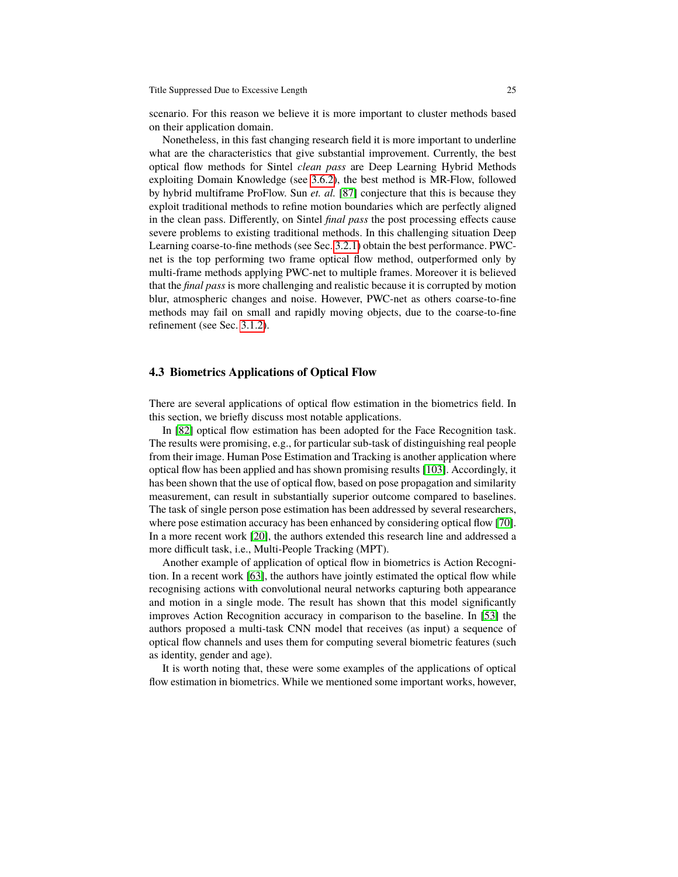scenario. For this reason we believe it is more important to cluster methods based on their application domain.

Nonetheless, in this fast changing research field it is more important to underline what are the characteristics that give substantial improvement. Currently, the best optical flow methods for Sintel *clean pass* are Deep Learning Hybrid Methods exploiting Domain Knowledge (see 3.6.2), the best method is MR-Flow, followed by hybrid multiframe ProFlow. Sun *et. al.* [87] conjecture that this is because they exploit traditional methods to refine motion boundaries which are perfectly aligned in the clean pass. Differently, on Sintel *final pass* the post processing effects cause severe problems to existing traditional methods. In this challenging situation Deep Learning coarse-to-fine methods (see Sec. 3.2.1) obtain the best performance. PWC-net is the top performing two frame optical flow method, outperformed only by multi-frame methods applying PWC-net to multiple frames. Moreover it is believed that the *final pass* is more challenging and realistic because it is corrupted by motion blur, atmospheric changes and noise. However, PWC-net as others coarse-to-fine methods may fail on small and rapidly moving objects, due to the coarse-to-fine refinement (see Sec. 3.1.2).

### 4.3 Biometrics Applications of Optical Flow

There are several applications of optical flow estimation in the biometrics field. In this section, we briefly discuss most notable applications.

In [82] optical flow estimation has been adopted for the Face Recognition task. The results were promising, e.g., for particular sub-task of distinguishing real people from their image. Human Pose Estimation and Tracking is another application where optical flow has been applied and has shown promising results [103]. Accordingly, it has been shown that the use of optical flow, based on pose propagation and similarity measurement, can result in substantially superior outcome compared to baselines. The task of single person pose estimation has been addressed by several researchers, where pose estimation accuracy has been enhanced by considering optical flow [70]. In a more recent work [20], the authors extended this research line and addressed a more difficult task, i.e., Multi-People Tracking (MPT).

Another example of application of optical flow in biometrics is Action Recognition. In a recent work [63], the authors have jointly estimated the optical flow while recognising actions with convolutional neural networks capturing both appearance and motion in a single mode. The result has shown that this model significantly improves Action Recognition accuracy in comparison to the baseline. In [53] the authors proposed a multi-task CNN model that receives (as input) a sequence of optical flow channels and uses them for computing several biometric features (such as identity, gender and age).

It is worth noting that, these were some examples of the applications of optical flow estimation in biometrics. While we mentioned some important works, however,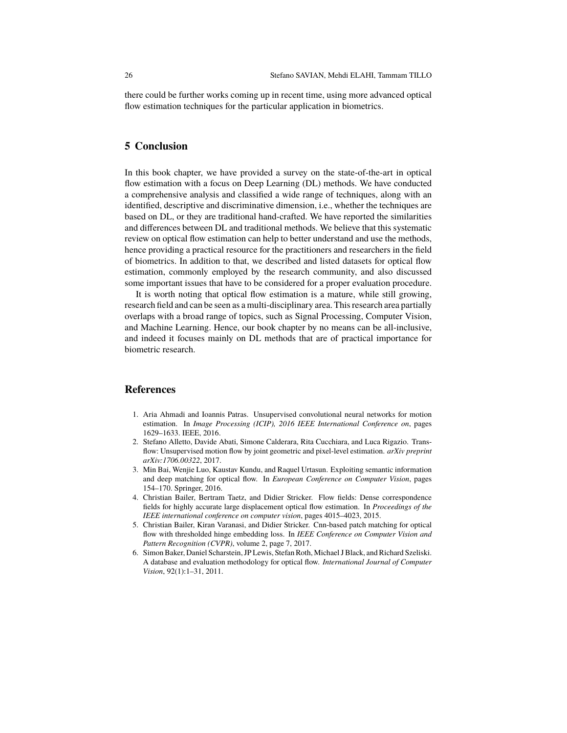there could be further works coming up in recent time, using more advanced optical flow estimation techniques for the particular application in biometrics.

## 5 Conclusion

In this book chapter, we have provided a survey on the state-of-the-art in optical flow estimation with a focus on Deep Learning (DL) methods. We have conducted a comprehensive analysis and classified a wide range of techniques, along with an identified, descriptive and discriminative dimension, i.e., whether the techniques are based on DL, or they are traditional hand-crafted. We have reported the similarities and differences between DL and traditional methods. We believe that this systematic review on optical flow estimation can help to better understand and use the methods, hence providing a practical resource for the practitioners and researchers in the field of biometrics. In addition to that, we described and listed datasets for optical flow estimation, commonly employed by the research community, and also discussed some important issues that have to be considered for a proper evaluation procedure.

It is worth noting that optical flow estimation is a mature, while still growing, research field and can be seen as a multi-disciplinary area. This research area partially overlaps with a broad range of topics, such as Signal Processing, Computer Vision, and Machine Learning. Hence, our book chapter by no means can be all-inclusive, and indeed it focuses mainly on DL methods that are of practical importance for biometric research.

## References

1. Aria Ahmadi and Ioannis Patras. Unsupervised convolutional neural networks for motion estimation. In *Image Processing (ICIP), 2016 IEEE International Conference on*, pages 1629–1633. IEEE, 2016.
2. Stefano Alletto, Davide Abati, Simone Calderara, Rita Cucchiara, and Luca Rigazio. Transflow: Unsupervised motion flow by joint geometric and pixel-level estimation. *arXiv preprint arXiv:1706.00322*, 2017.
3. Min Bai, Wenjie Luo, Kaustav Kundu, and Raquel Urtasun. Exploiting semantic information and deep matching for optical flow. In *European Conference on Computer Vision*, pages 154–170. Springer, 2016.
4. Christian Bailer, Bertram Taetz, and Didier Stricker. Flow fields: Dense correspondence fields for highly accurate large displacement optical flow estimation. In *Proceedings of the IEEE international conference on computer vision*, pages 4015–4023, 2015.
5. Christian Bailer, Kiran Varanasi, and Didier Stricker. Cnn-based patch matching for optical flow with thresholded hinge embedding loss. In *IEEE Conference on Computer Vision and Pattern Recognition (CVPR)*, volume 2, page 7, 2017.
6. Simon Baker, Daniel Scharstein, JP Lewis, Stefan Roth, Michael J Black, and Richard Szeliski. A database and evaluation methodology for optical flow. *International Journal of Computer Vision*, 92(1):1–31, 2011.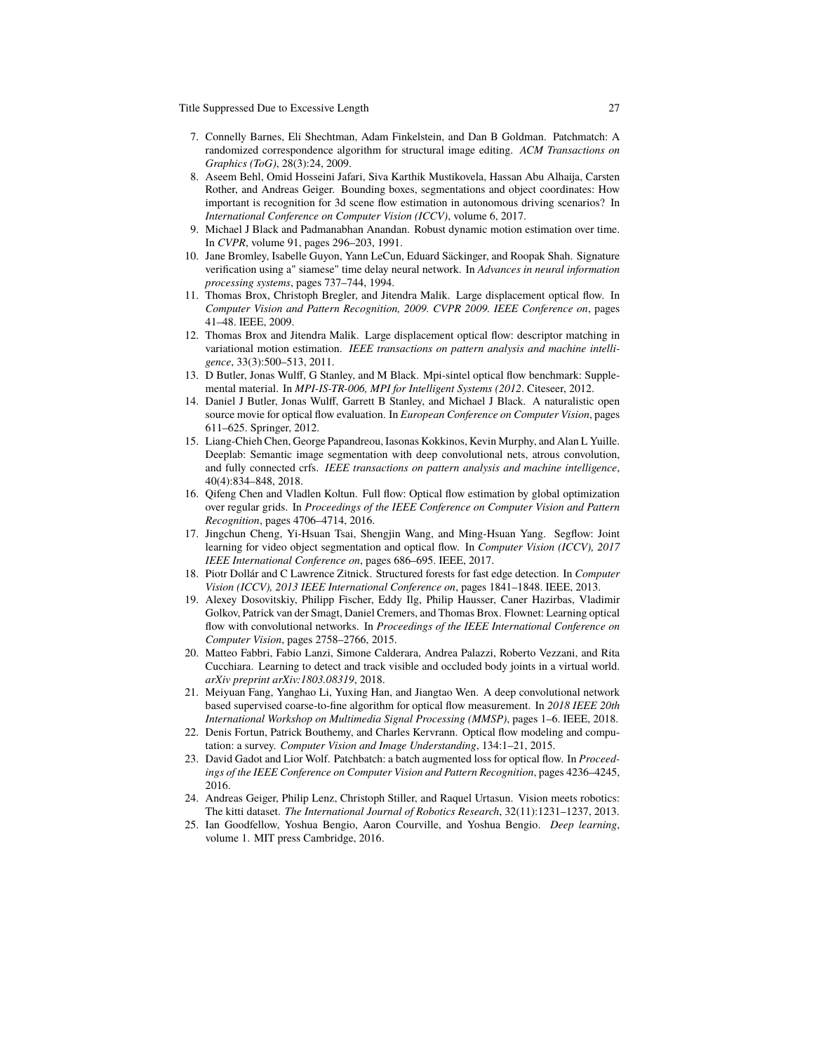7. Connelly Barnes, Eli Shechtman, Adam Finkelstein, and Dan B Goldman. Patchmatch: A randomized correspondence algorithm for structural image editing. *ACM Transactions on Graphics (ToG)*, 28(3):24, 2009.
8. Aseem Behl, Omid Hosseini Jafari, Siva Karthik Mustikovela, Hassan Abu Alhaija, Carsten Rother, and Andreas Geiger. Bounding boxes, segmentations and object coordinates: How important is recognition for 3d scene flow estimation in autonomous driving scenarios? In *International Conference on Computer Vision (ICCV)*, volume 6, 2017.
9. Michael J Black and Padmanabhan Anandan. Robust dynamic motion estimation over time. In *CVPR*, volume 91, pages 296–203, 1991.
10. Jane Bromley, Isabelle Guyon, Yann LeCun, Eduard Säckinger, and Roopak Shah. Signature verification using a" siamese" time delay neural network. In *Advances in neural information processing systems*, pages 737–744, 1994.
11. Thomas Brox, Christoph Bregler, and Jitendra Malik. Large displacement optical flow. In *Computer Vision and Pattern Recognition, 2009. CVPR 2009. IEEE Conference on*, pages 41–48. IEEE, 2009.
12. Thomas Brox and Jitendra Malik. Large displacement optical flow: descriptor matching in variational motion estimation. *IEEE transactions on pattern analysis and machine intelligence*, 33(3):500–513, 2011.
13. D Butler, Jonas Wulff, G Stanley, and M Black. Mpi-sintel optical flow benchmark: Supplemental material. In *MPI-IS-TR-006, MPI for Intelligent Systems (2012*. Citeseer, 2012.
14. Daniel J Butler, Jonas Wulff, Garrett B Stanley, and Michael J Black. A naturalistic open source movie for optical flow evaluation. In *European Conference on Computer Vision*, pages 611–625. Springer, 2012.
15. Liang-Chieh Chen, George Papandreou, Iasonas Kokkinos, Kevin Murphy, and Alan L Yuille. Deeplab: Semantic image segmentation with deep convolutional nets, atrous convolution, and fully connected crfs. *IEEE transactions on pattern analysis and machine intelligence*, 40(4):834–848, 2018.
16. Qifeng Chen and Vladlen Koltun. Full flow: Optical flow estimation by global optimization over regular grids. In *Proceedings of the IEEE Conference on Computer Vision and Pattern Recognition*, pages 4706–4714, 2016.
17. Jingchun Cheng, Yi-Hsuan Tsai, Shengjin Wang, and Ming-Hsuan Yang. Segflow: Joint learning for video object segmentation and optical flow. In *Computer Vision (ICCV), 2017 IEEE International Conference on*, pages 686–695. IEEE, 2017.
18. Piotr Dollár and C Lawrence Zitnick. Structured forests for fast edge detection. In *Computer Vision (ICCV), 2013 IEEE International Conference on*, pages 1841–1848. IEEE, 2013.
19. Alexey Dosovitskiy, Philipp Fischer, Eddy Ilg, Philip Hausser, Caner Hazirbas, Vladimir Golkov, Patrick van der Smagt, Daniel Cremers, and Thomas Brox. Flownet: Learning optical flow with convolutional networks. In *Proceedings of the IEEE International Conference on Computer Vision*, pages 2758–2766, 2015.
20. Matteo Fabbri, Fabio Lanzi, Simone Calderara, Andrea Palazzi, Roberto Vezzani, and Rita Cucchiara. Learning to detect and track visible and occluded body joints in a virtual world. *arXiv preprint arXiv:1803.08319*, 2018.
21. Meiyuan Fang, Yanghao Li, Yuxing Han, and Jiangtao Wen. A deep convolutional network based supervised coarse-to-fine algorithm for optical flow measurement. In *2018 IEEE 20th International Workshop on Multimedia Signal Processing (MMSP)*, pages 1–6. IEEE, 2018.
22. Denis Fortun, Patrick Bouthemy, and Charles Kervrann. Optical flow modeling and computation: a survey. *Computer Vision and Image Understanding*, 134:1–21, 2015.
23. David Gadot and Lior Wolf. Patchbatch: a batch augmented loss for optical flow. In *Proceedings of the IEEE Conference on Computer Vision and Pattern Recognition*, pages 4236–4245, 2016.
24. Andreas Geiger, Philip Lenz, Christoph Stiller, and Raquel Urtasun. Vision meets robotics: The kitti dataset. *The International Journal of Robotics Research*, 32(11):1231–1237, 2013.
25. Ian Goodfellow, Yoshua Bengio, Aaron Courville, and Yoshua Bengio. *Deep learning*, volume 1. MIT press Cambridge, 2016.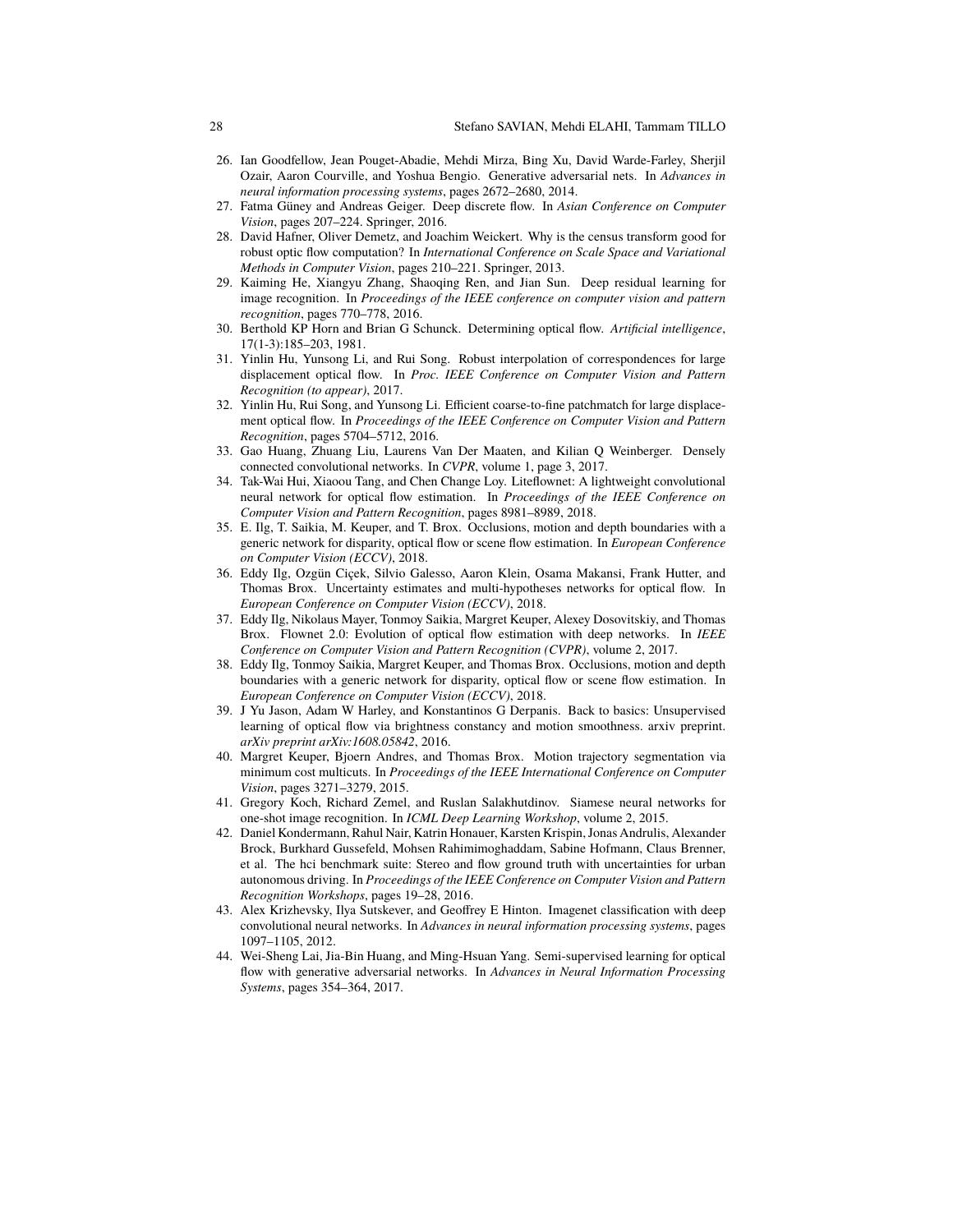26. Ian Goodfellow, Jean Pouget-Abadie, Mehdi Mirza, Bing Xu, David Warde-Farley, Sherjil Ozair, Aaron Courville, and Yoshua Bengio. Generative adversarial nets. In *Advances in neural information processing systems*, pages 2672–2680, 2014.
27. Fatma Güney and Andreas Geiger. Deep discrete flow. In *Asian Conference on Computer Vision*, pages 207–224. Springer, 2016.
28. David Hafner, Oliver Demetz, and Joachim Weickert. Why is the census transform good for robust optic flow computation? In *International Conference on Scale Space and Variational Methods in Computer Vision*, pages 210–221. Springer, 2013.
29. Kaiming He, Xiangyu Zhang, Shaoqing Ren, and Jian Sun. Deep residual learning for image recognition. In *Proceedings of the IEEE conference on computer vision and pattern recognition*, pages 770–778, 2016.
30. Berthold KP Horn and Brian G Schunck. Determining optical flow. *Artificial intelligence*, 17(1-3):185–203, 1981.
31. Yinlin Hu, Yunsong Li, and Rui Song. Robust interpolation of correspondences for large displacement optical flow. In *Proc. IEEE Conference on Computer Vision and Pattern Recognition (to appear)*, 2017.
32. Yinlin Hu, Rui Song, and Yunsong Li. Efficient coarse-to-fine patchmatch for large displacement optical flow. In *Proceedings of the IEEE Conference on Computer Vision and Pattern Recognition*, pages 5704–5712, 2016.
33. Gao Huang, Zhuang Liu, Laurens Van Der Maaten, and Kilian Q Weinberger. Densely connected convolutional networks. In *CVPR*, volume 1, page 3, 2017.
34. Tak-Wai Hui, Xiaoou Tang, and Chen Change Loy. Liteflownet: A lightweight convolutional neural network for optical flow estimation. In *Proceedings of the IEEE Conference on Computer Vision and Pattern Recognition*, pages 8981–8989, 2018.
35. E. Ilg, T. Saikia, M. Keuper, and T. Brox. Occlusions, motion and depth boundaries with a generic network for disparity, optical flow or scene flow estimation. In *European Conference on Computer Vision (ECCV)*, 2018.
36. Eddy Ilg, Ozgün Çiçek, Silvio Galesso, Aaron Klein, Osama Makansi, Frank Hutter, and Thomas Brox. Uncertainty estimates and multi-hypotheses networks for optical flow. In *European Conference on Computer Vision (ECCV)*, 2018.
37. Eddy Ilg, Nikolaus Mayer, Tonmoy Saikia, Margret Keuper, Alexey Dosovitskiy, and Thomas Brox. Flownet 2.0: Evolution of optical flow estimation with deep networks. In *IEEE Conference on Computer Vision and Pattern Recognition (CVPR)*, volume 2, 2017.
38. Eddy Ilg, Tonmoy Saikia, Margret Keuper, and Thomas Brox. Occlusions, motion and depth boundaries with a generic network for disparity, optical flow or scene flow estimation. In *European Conference on Computer Vision (ECCV)*, 2018.
39. J Yu Jason, Adam W Harley, and Konstantinos G Derpanis. Back to basics: Unsupervised learning of optical flow via brightness constancy and motion smoothness. arxiv preprint. *arXiv preprint arXiv:1608.05842*, 2016.
40. Margret Keuper, Bjoern Andres, and Thomas Brox. Motion trajectory segmentation via minimum cost multicuts. In *Proceedings of the IEEE International Conference on Computer Vision*, pages 3271–3279, 2015.
41. Gregory Koch, Richard Zemel, and Ruslan Salakhutdinov. Siamese neural networks for one-shot image recognition. In *ICML Deep Learning Workshop*, volume 2, 2015.
42. Daniel Kondermann, Rahul Nair, Katrin Honauer, Karsten Krispin, Jonas Andrulis, Alexander Brock, Burkhard Gussefeld, Mohsen Rahimimoghaddam, Sabine Hofmann, Claus Brenner, et al. The hci benchmark suite: Stereo and flow ground truth with uncertainties for urban autonomous driving. In *Proceedings of the IEEE Conference on Computer Vision and Pattern Recognition Workshops*, pages 19–28, 2016.
43. Alex Krizhevsky, Ilya Sutskever, and Geoffrey E Hinton. Imagenet classification with deep convolutional neural networks. In *Advances in neural information processing systems*, pages 1097–1105, 2012.
44. Wei-Sheng Lai, Jia-Bin Huang, and Ming-Hsuan Yang. Semi-supervised learning for optical flow with generative adversarial networks. In *Advances in Neural Information Processing Systems*, pages 354–364, 2017.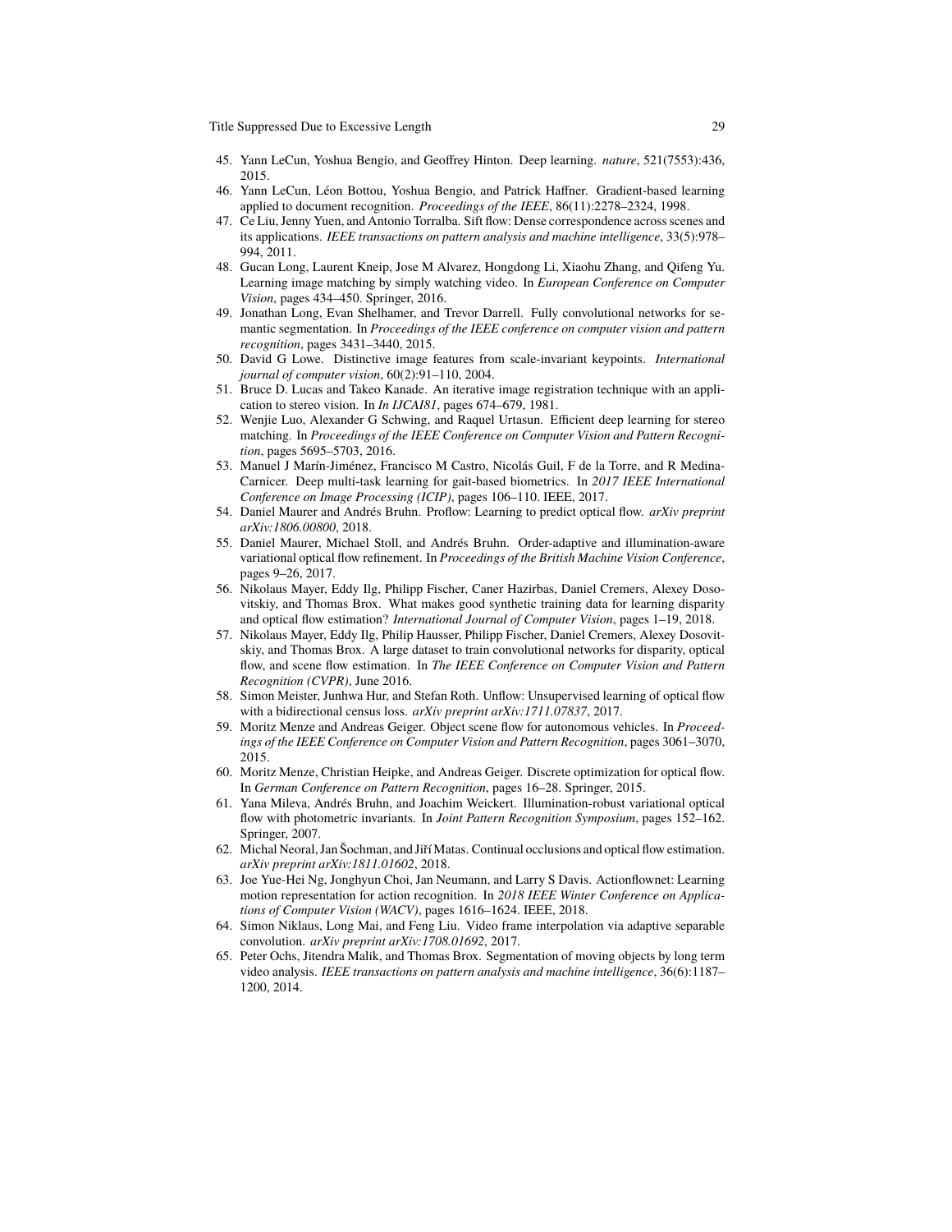45. Yann LeCun, Yoshua Bengio, and Geoffrey Hinton. Deep learning. *nature*, 521(7553):436, 2015.
46. Yann LeCun, Léon Bottou, Yoshua Bengio, and Patrick Haffner. Gradient-based learning applied to document recognition. *Proceedings of the IEEE*, 86(11):2278–2324, 1998.
47. Ce Liu, Jenny Yuen, and Antonio Torralba. Sift flow: Dense correspondence across scenes and its applications. *IEEE transactions on pattern analysis and machine intelligence*, 33(5):978–994, 2011.
48. Gucan Long, Laurent Kneip, Jose M Alvarez, Hongdong Li, Xiaohu Zhang, and Qifeng Yu. Learning image matching by simply watching video. In *European Conference on Computer Vision*, pages 434–450. Springer, 2016.
49. Jonathan Long, Evan Shelhamer, and Trevor Darrell. Fully convolutional networks for semantic segmentation. In *Proceedings of the IEEE conference on computer vision and pattern recognition*, pages 3431–3440, 2015.
50. David G Lowe. Distinctive image features from scale-invariant keypoints. *International journal of computer vision*, 60(2):91–110, 2004.
51. Bruce D. Lucas and Takeo Kanade. An iterative image registration technique with an application to stereo vision. In *In IJCAI81*, pages 674–679, 1981.
52. Wenjie Luo, Alexander G Schwing, and Raquel Urtasun. Efficient deep learning for stereo matching. In *Proceedings of the IEEE Conference on Computer Vision and Pattern Recognition*, pages 5695–5703, 2016.
53. Manuel J Marín-Jiménez, Francisco M Castro, Nicolás Guil, F de la Torre, and R Medina-Carnicer. Deep multi-task learning for gait-based biometrics. In *2017 IEEE International Conference on Image Processing (ICIP)*, pages 106–110. IEEE, 2017.
54. Daniel Maurer and Andrés Bruhn. Proflow: Learning to predict optical flow. *arXiv preprint arXiv:1806.00800*, 2018.
55. Daniel Maurer, Michael Stoll, and Andrés Bruhn. Order-adaptive and illumination-aware variational optical flow refinement. In *Proceedings of the British Machine Vision Conference*, pages 9–26, 2017.
56. Nikolaus Mayer, Eddy Ilg, Philipp Fischer, Caner Hazirbas, Daniel Cremers, Alexey Dosovitskiy, and Thomas Brox. What makes good synthetic training data for learning disparity and optical flow estimation? *International Journal of Computer Vision*, pages 1–19, 2018.
57. Nikolaus Mayer, Eddy Ilg, Philip Hausser, Philipp Fischer, Daniel Cremers, Alexey Dosovitskiy, and Thomas Brox. A large dataset to train convolutional networks for disparity, optical flow, and scene flow estimation. In *The IEEE Conference on Computer Vision and Pattern Recognition (CVPR)*, June 2016.
58. Simon Meister, Junhwa Hur, and Stefan Roth. Unflow: Unsupervised learning of optical flow with a bidirectional census loss. *arXiv preprint arXiv:1711.07837*, 2017.
59. Moritz Menze and Andreas Geiger. Object scene flow for autonomous vehicles. In *Proceedings of the IEEE Conference on Computer Vision and Pattern Recognition*, pages 3061–3070, 2015.
60. Moritz Menze, Christian Heipke, and Andreas Geiger. Discrete optimization for optical flow. In *German Conference on Pattern Recognition*, pages 16–28. Springer, 2015.
61. Yana Mileva, Andrés Bruhn, and Joachim Weickert. Illumination-robust variational optical flow with photometric invariants. In *Joint Pattern Recognition Symposium*, pages 152–162. Springer, 2007.
62. Michal Neoral, Jan Šochman, and Jiří Matas. Continual occlusions and optical flow estimation. *arXiv preprint arXiv:1811.01602*, 2018.
63. Joe Yue-Hei Ng, Jonghyun Choi, Jan Neumann, and Larry S Davis. Actionflownet: Learning motion representation for action recognition. In *2018 IEEE Winter Conference on Applications of Computer Vision (WACV)*, pages 1616–1624. IEEE, 2018.
64. Simon Niklaus, Long Mai, and Feng Liu. Video frame interpolation via adaptive separable convolution. *arXiv preprint arXiv:1708.01692*, 2017.
65. Peter Ochs, Jitendra Malik, and Thomas Brox. Segmentation of moving objects by long term video analysis. *IEEE transactions on pattern analysis and machine intelligence*, 36(6):1187–1200, 2014.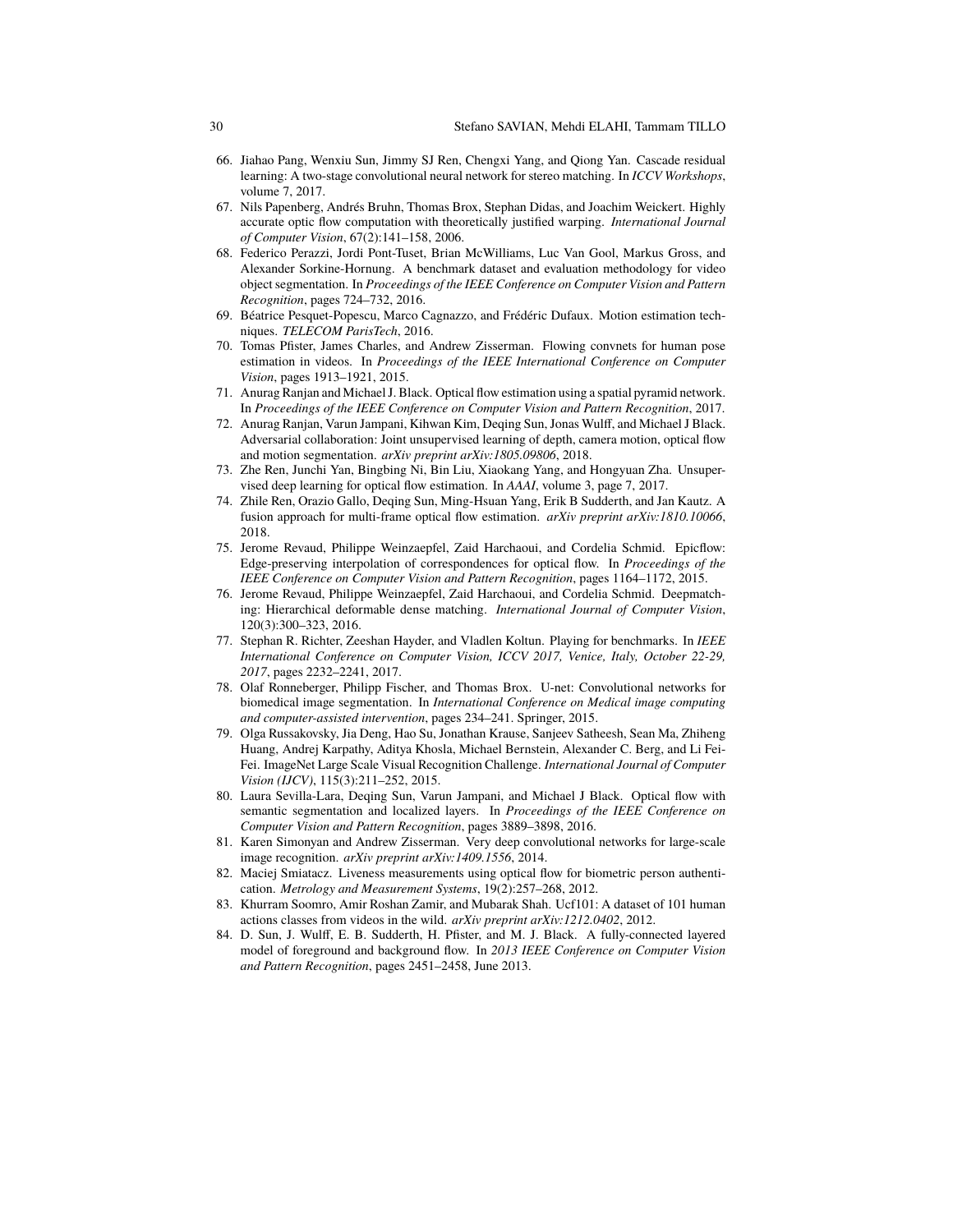66. Jiahao Pang, Wenxiu Sun, Jimmy SJ Ren, Chengxi Yang, and Qiong Yan. Cascade residual learning: A two-stage convolutional neural network for stereo matching. In *ICCV Workshops*, volume 7, 2017.
67. Nils Papenberg, Andrés Bruhn, Thomas Brox, Stephan Didas, and Joachim Weickert. Highly accurate optic flow computation with theoretically justified warping. *International Journal of Computer Vision*, 67(2):141–158, 2006.
68. Federico Perazzi, Jordi Pont-Tuset, Brian McWilliams, Luc Van Gool, Markus Gross, and Alexander Sorkine-Hornung. A benchmark dataset and evaluation methodology for video object segmentation. In *Proceedings of the IEEE Conference on Computer Vision and Pattern Recognition*, pages 724–732, 2016.
69. Béatrice Pesquet-Popescu, Marco Cagnazzo, and Frédéric Dufaux. Motion estimation techniques. *TELECOM ParisTech*, 2016.
70. Tomas Pfister, James Charles, and Andrew Zisserman. Flowing convnets for human pose estimation in videos. In *Proceedings of the IEEE International Conference on Computer Vision*, pages 1913–1921, 2015.
71. Anurag Ranjan and Michael J. Black. Optical flow estimation using a spatial pyramid network. In *Proceedings of the IEEE Conference on Computer Vision and Pattern Recognition*, 2017.
72. Anurag Ranjan, Varun Jampani, Kihwan Kim, Deqing Sun, Jonas Wulff, and Michael J Black. Adversarial collaboration: Joint unsupervised learning of depth, camera motion, optical flow and motion segmentation. *arXiv preprint arXiv:1805.09806*, 2018.
73. Zhe Ren, Junchi Yan, Bingbing Ni, Bin Liu, Xiaokang Yang, and Hongyuan Zha. Unsupervised deep learning for optical flow estimation. In *AAAI*, volume 3, page 7, 2017.
74. Zhile Ren, Orazio Gallo, Deqing Sun, Ming-Hsuan Yang, Erik B Sudderth, and Jan Kautz. A fusion approach for multi-frame optical flow estimation. *arXiv preprint arXiv:1810.10066*, 2018.
75. Jerome Revaud, Philippe Weinzaepfel, Zaid Harchaoui, and Cordelia Schmid. Epicflow: Edge-preserving interpolation of correspondences for optical flow. In *Proceedings of the IEEE Conference on Computer Vision and Pattern Recognition*, pages 1164–1172, 2015.
76. Jerome Revaud, Philippe Weinzaepfel, Zaid Harchaoui, and Cordelia Schmid. Deepmatching: Hierarchical deformable dense matching. *International Journal of Computer Vision*, 120(3):300–323, 2016.
77. Stephan R. Richter, Zeeshan Hayder, and Vladlen Koltun. Playing for benchmarks. In *IEEE International Conference on Computer Vision, ICCV 2017, Venice, Italy, October 22-29, 2017*, pages 2232–2241, 2017.
78. Olaf Ronneberger, Philipp Fischer, and Thomas Brox. U-net: Convolutional networks for biomedical image segmentation. In *International Conference on Medical image computing and computer-assisted intervention*, pages 234–241. Springer, 2015.
79. Olga Russakovsky, Jia Deng, Hao Su, Jonathan Krause, Sanjeev Satheesh, Sean Ma, Zhiheng Huang, Andrej Karpathy, Aditya Khosla, Michael Bernstein, Alexander C. Berg, and Li Fei-Fei. ImageNet Large Scale Visual Recognition Challenge. *International Journal of Computer Vision (IJCV)*, 115(3):211–252, 2015.
80. Laura Sevilla-Lara, Deqing Sun, Varun Jampani, and Michael J Black. Optical flow with semantic segmentation and localized layers. In *Proceedings of the IEEE Conference on Computer Vision and Pattern Recognition*, pages 3889–3898, 2016.
81. Karen Simonyan and Andrew Zisserman. Very deep convolutional networks for large-scale image recognition. *arXiv preprint arXiv:1409.1556*, 2014.
82. Maciej Smiatacz. Liveness measurements using optical flow for biometric person authentication. *Metrology and Measurement Systems*, 19(2):257–268, 2012.
83. Khurram Soomro, Amir Roshan Zamir, and Mubarak Shah. Ucf101: A dataset of 101 human actions classes from videos in the wild. *arXiv preprint arXiv:1212.0402*, 2012.
84. D. Sun, J. Wulff, E. B. Sudderth, H. Pfister, and M. J. Black. A fully-connected layered model of foreground and background flow. In *2013 IEEE Conference on Computer Vision and Pattern Recognition*, pages 2451–2458, June 2013.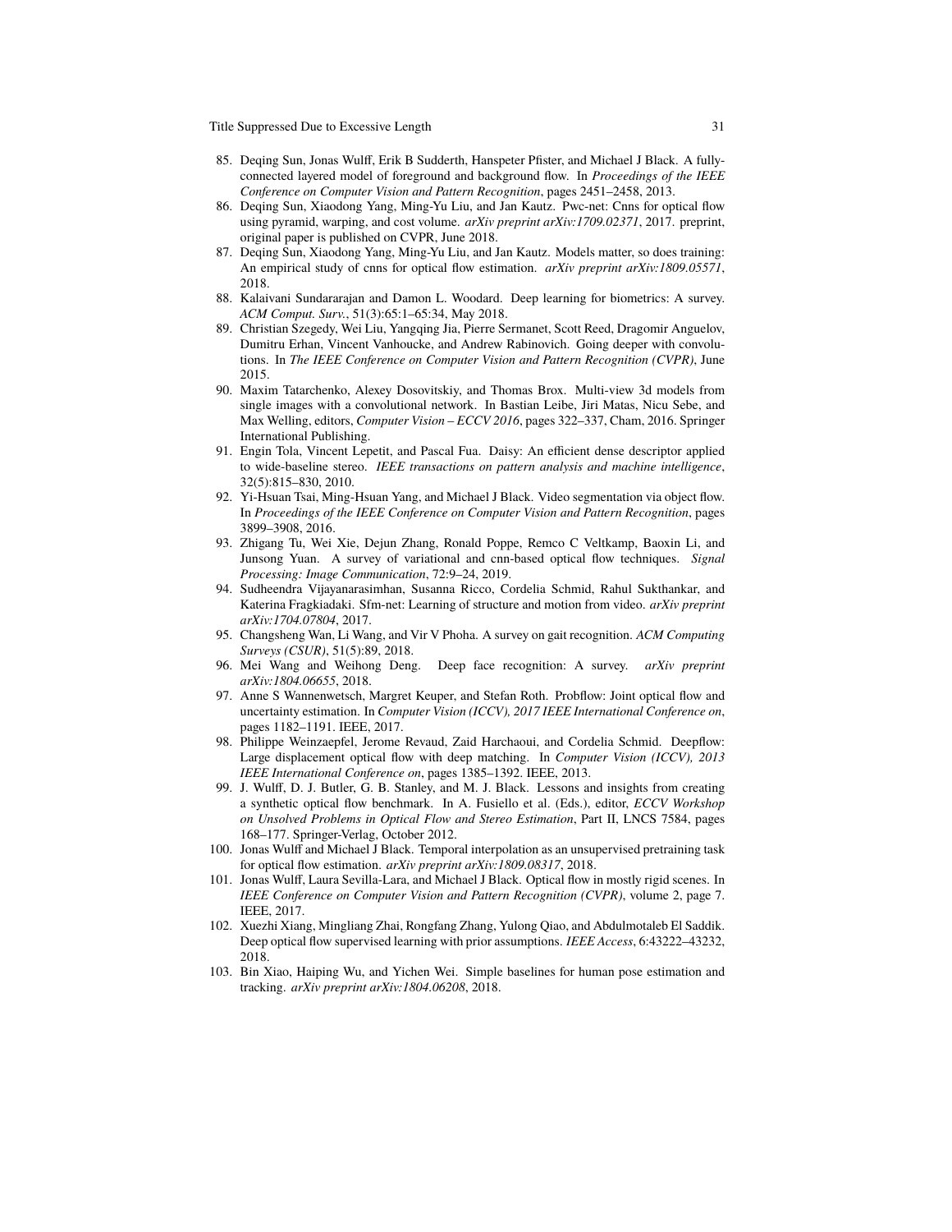85. Deqing Sun, Jonas Wulff, Erik B Sudderth, Hanspeter Pfister, and Michael J Black. A fully-connected layered model of foreground and background flow. In *Proceedings of the IEEE Conference on Computer Vision and Pattern Recognition*, pages 2451–2458, 2013.
86. Deqing Sun, Xiaodong Yang, Ming-Yu Liu, and Jan Kautz. Pwc-net: Cnns for optical flow using pyramid, warping, and cost volume. *arXiv preprint arXiv:1709.02371*, 2017. preprint, original paper is published on CVPR, June 2018.
87. Deqing Sun, Xiaodong Yang, Ming-Yu Liu, and Jan Kautz. Models matter, so does training: An empirical study of cnns for optical flow estimation. *arXiv preprint arXiv:1809.05571*, 2018.
88. Kalaivani Sundararajan and Damon L. Woodard. Deep learning for biometrics: A survey. *ACM Comput. Surv.*, 51(3):65:1–65:34, May 2018.
89. Christian Szegedy, Wei Liu, Yangqing Jia, Pierre Sermanet, Scott Reed, Dragomir Anguelov, Dumitru Erhan, Vincent Vanhoucke, and Andrew Rabinovich. Going deeper with convolutions. In *The IEEE Conference on Computer Vision and Pattern Recognition (CVPR)*, June 2015.
90. Maxim Tatarchenko, Alexey Dosovitskiy, and Thomas Brox. Multi-view 3d models from single images with a convolutional network. In Bastian Leibe, Jiri Matas, Nicu Sebe, and Max Welling, editors, *Computer Vision – ECCV 2016*, pages 322–337, Cham, 2016. Springer International Publishing.
91. Engin Tola, Vincent Lepetit, and Pascal Fua. Daisy: An efficient dense descriptor applied to wide-baseline stereo. *IEEE transactions on pattern analysis and machine intelligence*, 32(5):815–830, 2010.
92. Yi-Hsuan Tsai, Ming-Hsuan Yang, and Michael J Black. Video segmentation via object flow. In *Proceedings of the IEEE Conference on Computer Vision and Pattern Recognition*, pages 3899–3908, 2016.
93. Zhigang Tu, Wei Xie, Dejun Zhang, Ronald Poppe, Remco C Veltkamp, Baoxin Li, and Junsong Yuan. A survey of variational and cnn-based optical flow techniques. *Signal Processing: Image Communication*, 72:9–24, 2019.
94. Sudheendra Vijayanarasimhan, Susanna Ricco, Cordelia Schmid, Rahul Sukthankar, and Katerina Fragkiadaki. Sfm-net: Learning of structure and motion from video. *arXiv preprint arXiv:1704.07804*, 2017.
95. Changsheng Wan, Li Wang, and Vir V Phoha. A survey on gait recognition. *ACM Computing Surveys (CSUR)*, 51(5):89, 2018.
96. Mei Wang and Weihong Deng. Deep face recognition: A survey. *arXiv preprint arXiv:1804.06655*, 2018.
97. Anne S Wannenwetsch, Margret Keuper, and Stefan Roth. Probflow: Joint optical flow and uncertainty estimation. In *Computer Vision (ICCV), 2017 IEEE International Conference on*, pages 1182–1191. IEEE, 2017.
98. Philippe Weinzaepfel, Jerome Revaud, Zaid Harchaoui, and Cordelia Schmid. Deepflow: Large displacement optical flow with deep matching. In *Computer Vision (ICCV), 2013 IEEE International Conference on*, pages 1385–1392. IEEE, 2013.
99. J. Wulff, D. J. Butler, G. B. Stanley, and M. J. Black. Lessons and insights from creating a synthetic optical flow benchmark. In A. Fusiello et al. (Eds.), editor, *ECCV Workshop on Unsolved Problems in Optical Flow and Stereo Estimation*, Part II, LNCS 7584, pages 168–177. Springer-Verlag, October 2012.
100. Jonas Wulff and Michael J Black. Temporal interpolation as an unsupervised pretraining task for optical flow estimation. *arXiv preprint arXiv:1809.08317*, 2018.
101. Jonas Wulff, Laura Sevilla-Lara, and Michael J Black. Optical flow in mostly rigid scenes. In *IEEE Conference on Computer Vision and Pattern Recognition (CVPR)*, volume 2, page 7. IEEE, 2017.
102. Xuezhi Xiang, Mingliang Zhai, Rongfang Zhang, Yulong Qiao, and Abdulmotaleb El Saddik. Deep optical flow supervised learning with prior assumptions. *IEEE Access*, 6:43222–43232, 2018.
103. Bin Xiao, Haiping Wu, and Yichen Wei. Simple baselines for human pose estimation and tracking. *arXiv preprint arXiv:1804.06208*, 2018.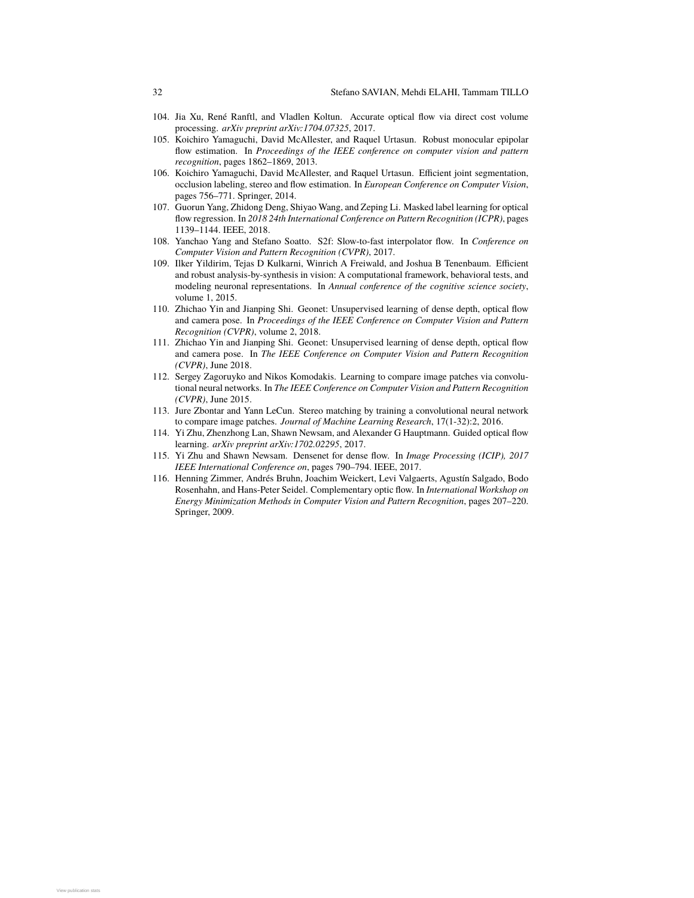104. Jia Xu, René Ranftl, and Vladlen Koltun. Accurate optical flow via direct cost volume processing. *arXiv preprint arXiv:1704.07325*, 2017.
105. Koichiro Yamaguchi, David McAllester, and Raquel Urtasun. Robust monocular epipolar flow estimation. In *Proceedings of the IEEE conference on computer vision and pattern recognition*, pages 1862–1869, 2013.
106. Koichiro Yamaguchi, David McAllester, and Raquel Urtasun. Efficient joint segmentation, occlusion labeling, stereo and flow estimation. In *European Conference on Computer Vision*, pages 756–771. Springer, 2014.
107. Guorun Yang, Zhidong Deng, Shiyao Wang, and Zeping Li. Masked label learning for optical flow regression. In *2018 24th International Conference on Pattern Recognition (ICPR)*, pages 1139–1144. IEEE, 2018.
108. Yanchao Yang and Stefano Soatto. S2f: Slow-to-fast interpolator flow. In *Conference on Computer Vision and Pattern Recognition (CVPR)*, 2017.
109. Ilker Yildirim, Tejas D Kulkarni, Winrich A Freiwald, and Joshua B Tenenbaum. Efficient and robust analysis-by-synthesis in vision: A computational framework, behavioral tests, and modeling neuronal representations. In *Annual conference of the cognitive science society*, volume 1, 2015.
110. Zhichao Yin and Jianping Shi. Geonet: Unsupervised learning of dense depth, optical flow and camera pose. In *Proceedings of the IEEE Conference on Computer Vision and Pattern Recognition (CVPR)*, volume 2, 2018.
111. Zhichao Yin and Jianping Shi. Geonet: Unsupervised learning of dense depth, optical flow and camera pose. In *The IEEE Conference on Computer Vision and Pattern Recognition (CVPR)*, June 2018.
112. Sergey Zagoruyko and Nikos Komodakis. Learning to compare image patches via convolutional neural networks. In *The IEEE Conference on Computer Vision and Pattern Recognition (CVPR)*, June 2015.
113. Jure Zbontar and Yann LeCun. Stereo matching by training a convolutional neural network to compare image patches. *Journal of Machine Learning Research*, 17(1-32):2, 2016.
114. Yi Zhu, Zhenzhong Lan, Shawn Newsam, and Alexander G Hauptmann. Guided optical flow learning. *arXiv preprint arXiv:1702.02295*, 2017.
115. Yi Zhu and Shawn Newsam. Densenet for dense flow. In *Image Processing (ICIP), 2017 IEEE International Conference on*, pages 790–794. IEEE, 2017.
116. Henning Zimmer, Andrés Bruhn, Joachim Weickert, Levi Valgaerts, Agustín Salgado, Bodo Rosenhahn, and Hans-Peter Seidel. Complementary optic flow. In *International Workshop on Energy Minimization Methods in Computer Vision and Pattern Recognition*, pages 207–220. Springer, 2009.